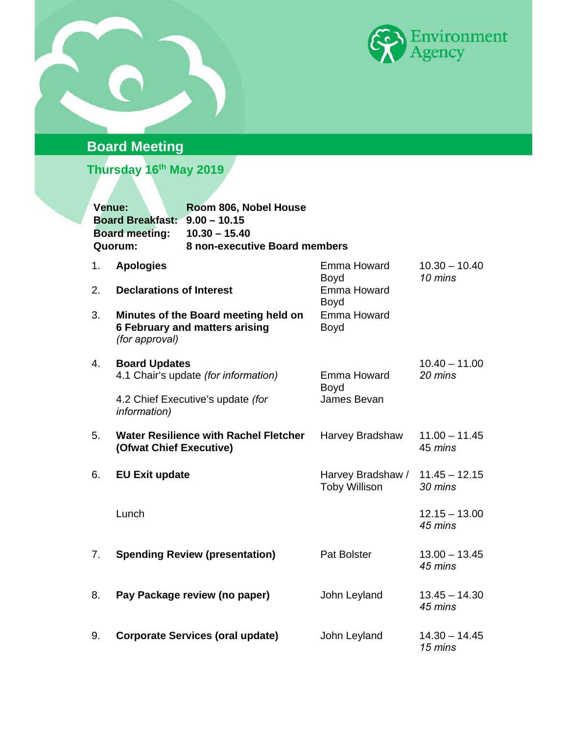# Board Meeting

## Thursday 16th May 2019

| | |
|---|---|
| **Venue:** | **Room 806, Nobel House** |
| **Board Breakfast:** | **9.00 – 10.15** |
| **Board meeting:** | **10.30 – 15.40** |
| **Quorum:** | **8 non-executive Board members** |

| | | | |
|---|---|---|---|
| 1. | **Apologies** | Emma Howard Boyd | 10.30 – 10.40 *10 mins* |
| 2. | **Declarations of Interest** | Emma Howard Boyd | |
| 3. | **Minutes of the Board meeting held on 6 February and matters arising** *(for approval)* | Emma Howard Boyd | |
| 4. | **Board Updates** | | 10.40 – 11.00 *20 mins* |
| | 4.1 Chair's update *(for information)* | Emma Howard Boyd | |
| | 4.2 Chief Executive's update *(for information)* | James Bevan | |
| 5. | **Water Resilience with Rachel Fletcher (Ofwat Chief Executive)** | Harvey Bradshaw | 11.00 – 11.45 *45 mins* |
| 6. | **EU Exit update** | Harvey Bradshaw / Toby Willison | 11.45 – 12.15 *30 mins* |
| | Lunch | | 12.15 – 13.00 *45 mins* |
| 7. | **Spending Review (presentation)** | Pat Bolster | 13.00 – 13.45 *45 mins* |
| 8. | **Pay Package review (no paper)** | John Leyland | 13.45 – 14.30 *45 mins* |
| 9. | **Corporate Services (oral update)** | John Leyland | 14.30 – 14.45 *15 mins* |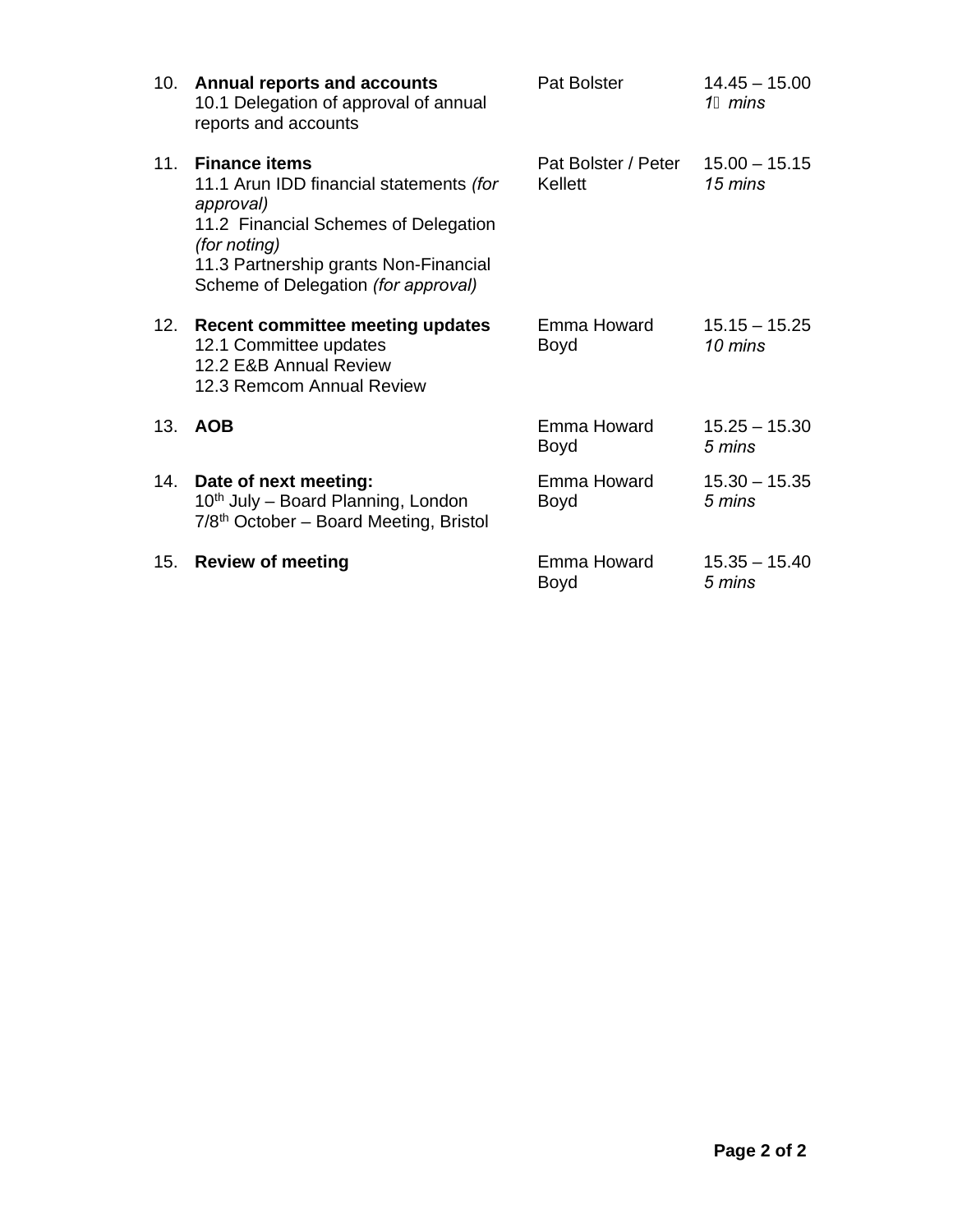| | | | |
|---|---|---|---|
| 10. | **Annual reports and accounts**<br>10.1 Delegation of approval of annual reports and accounts | Pat Bolster | 14.45 – 15.00<br>*15 mins* |
| 11. | **Finance items**<br>11.1 Arun IDD financial statements *(for approval)*<br>11.2 Financial Schemes of Delegation *(for noting)*<br>11.3 Partnership grants Non-Financial Scheme of Delegation *(for approval)* | Pat Bolster / Peter Kellett | 15.00 – 15.15<br>*15 mins* |
| 12. | **Recent committee meeting updates**<br>12.1 Committee updates<br>12.2 E&B Annual Review<br>12.3 Remcom Annual Review | Emma Howard Boyd | 15.15 – 15.25<br>*10 mins* |
| 13. | **AOB** | Emma Howard Boyd | 15.25 – 15.30<br>*5 mins* |
| 14. | **Date of next meeting:**<br>10th July – Board Planning, London<br>7/8th October – Board Meeting, Bristol | Emma Howard Boyd | 15.30 – 15.35<br>*5 mins* |
| 15. | **Review of meeting** | Emma Howard Boyd | 15.35 – 15.40<br>*5 mins* |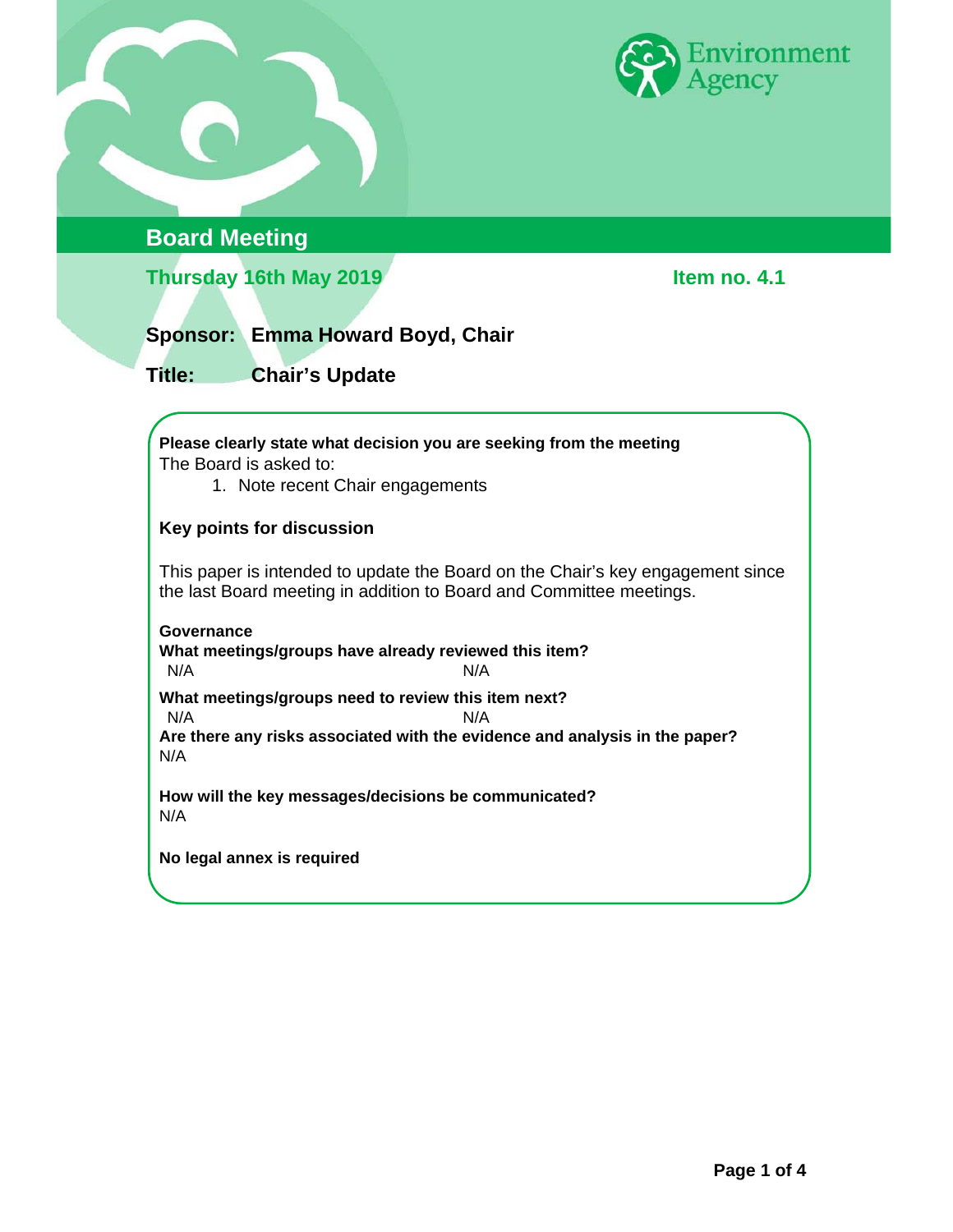## Board Meeting

**Thursday 16th May 2019** **Item no. 4.1**

**Sponsor: Emma Howard Boyd, Chair**

**Title: Chair's Update**

**Please clearly state what decision you are seeking from the meeting**

The Board is asked to:

1. Note recent Chair engagements

**Key points for discussion**

This paper is intended to update the Board on the Chair's key engagement since the last Board meeting in addition to Board and Committee meetings.

**Governance**

**What meetings/groups have already reviewed this item?**

N/A N/A

**What meetings/groups need to review this item next?**

N/A N/A

**Are there any risks associated with the evidence and analysis in the paper?**

N/A

**How will the key messages/decisions be communicated?**

N/A

**No legal annex is required**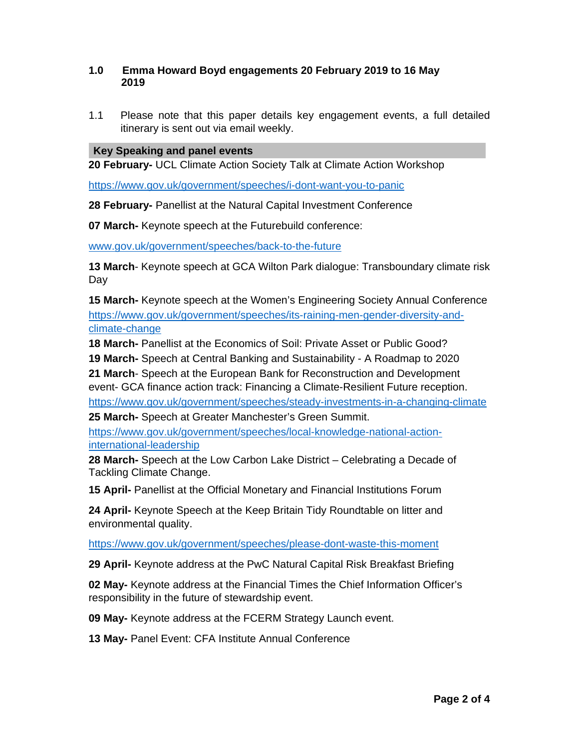## 1.0 Emma Howard Boyd engagements 20 February 2019 to 16 May 2019

1.1 Please note that this paper details key engagement events, a full detailed itinerary is sent out via email weekly.

**Key Speaking and panel events**

**20 February-** UCL Climate Action Society Talk at Climate Action Workshop

https://www.gov.uk/government/speeches/i-dont-want-you-to-panic

**28 February-** Panellist at the Natural Capital Investment Conference

**07 March-** Keynote speech at the Futurebuild conference:

www.gov.uk/government/speeches/back-to-the-future

**13 March**- Keynote speech at GCA Wilton Park dialogue: Transboundary climate risk Day

**15 March-** Keynote speech at the Women's Engineering Society Annual Conference https://www.gov.uk/government/speeches/its-raining-men-gender-diversity-and-climate-change

**18 March-** Panellist at the Economics of Soil: Private Asset or Public Good?

**19 March-** Speech at Central Banking and Sustainability - A Roadmap to 2020

**21 March**- Speech at the European Bank for Reconstruction and Development event- GCA finance action track: Financing a Climate-Resilient Future reception.

https://www.gov.uk/government/speeches/steady-investments-in-a-changing-climate

**25 March-** Speech at Greater Manchester's Green Summit.

https://www.gov.uk/government/speeches/local-knowledge-national-action-international-leadership

**28 March-** Speech at the Low Carbon Lake District – Celebrating a Decade of Tackling Climate Change.

**15 April-** Panellist at the Official Monetary and Financial Institutions Forum

**24 April-** Keynote Speech at the Keep Britain Tidy Roundtable on litter and environmental quality.

https://www.gov.uk/government/speeches/please-dont-waste-this-moment

**29 April-** Keynote address at the PwC Natural Capital Risk Breakfast Briefing

**02 May-** Keynote address at the Financial Times the Chief Information Officer's responsibility in the future of stewardship event.

**09 May-** Keynote address at the FCERM Strategy Launch event.

**13 May-** Panel Event: CFA Institute Annual Conference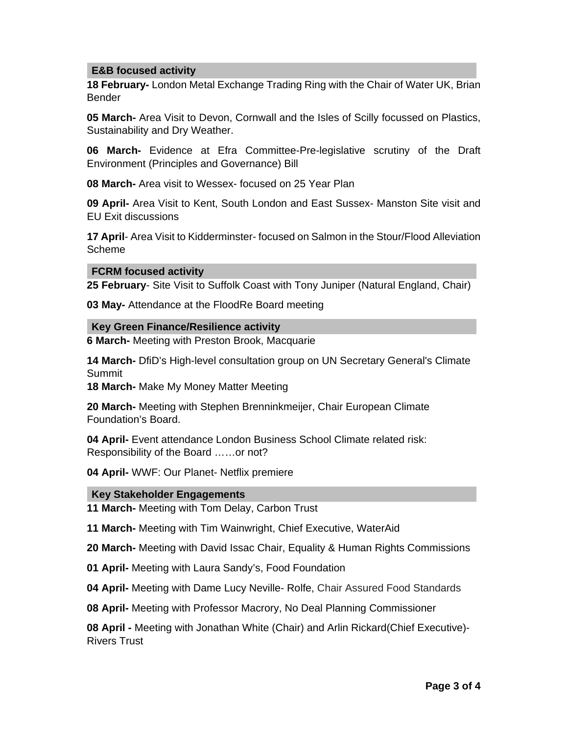### E&B focused activity

**18 February-** London Metal Exchange Trading Ring with the Chair of Water UK, Brian Bender

**05 March-** Area Visit to Devon, Cornwall and the Isles of Scilly focussed on Plastics, Sustainability and Dry Weather.

**06 March-** Evidence at Efra Committee-Pre-legislative scrutiny of the Draft Environment (Principles and Governance) Bill

**08 March-** Area visit to Wessex- focused on 25 Year Plan

**09 April-** Area Visit to Kent, South London and East Sussex- Manston Site visit and EU Exit discussions

**17 April**- Area Visit to Kidderminster- focused on Salmon in the Stour/Flood Alleviation Scheme

### FCRM focused activity

**25 February**- Site Visit to Suffolk Coast with Tony Juniper (Natural England, Chair)

**03 May-** Attendance at the FloodRe Board meeting

### Key Green Finance/Resilience activity

**6 March-** Meeting with Preston Brook, Macquarie

**14 March-** DfiD's High-level consultation group on UN Secretary General's Climate Summit

**18 March-** Make My Money Matter Meeting

**20 March-** Meeting with Stephen Brenninkmeijer, Chair European Climate Foundation's Board.

**04 April-** Event attendance London Business School Climate related risk: Responsibility of the Board ……or not?

**04 April-** WWF: Our Planet- Netflix premiere

### Key Stakeholder Engagements

**11 March-** Meeting with Tom Delay, Carbon Trust

**11 March-** Meeting with Tim Wainwright, Chief Executive, WaterAid

**20 March-** Meeting with David Issac Chair, Equality & Human Rights Commissions

**01 April-** Meeting with Laura Sandy's, Food Foundation

**04 April-** Meeting with Dame Lucy Neville- Rolfe, Chair Assured Food Standards

**08 April-** Meeting with Professor Macrory, No Deal Planning Commissioner

**08 April -** Meeting with Jonathan White (Chair) and Arlin Rickard(Chief Executive)- Rivers Trust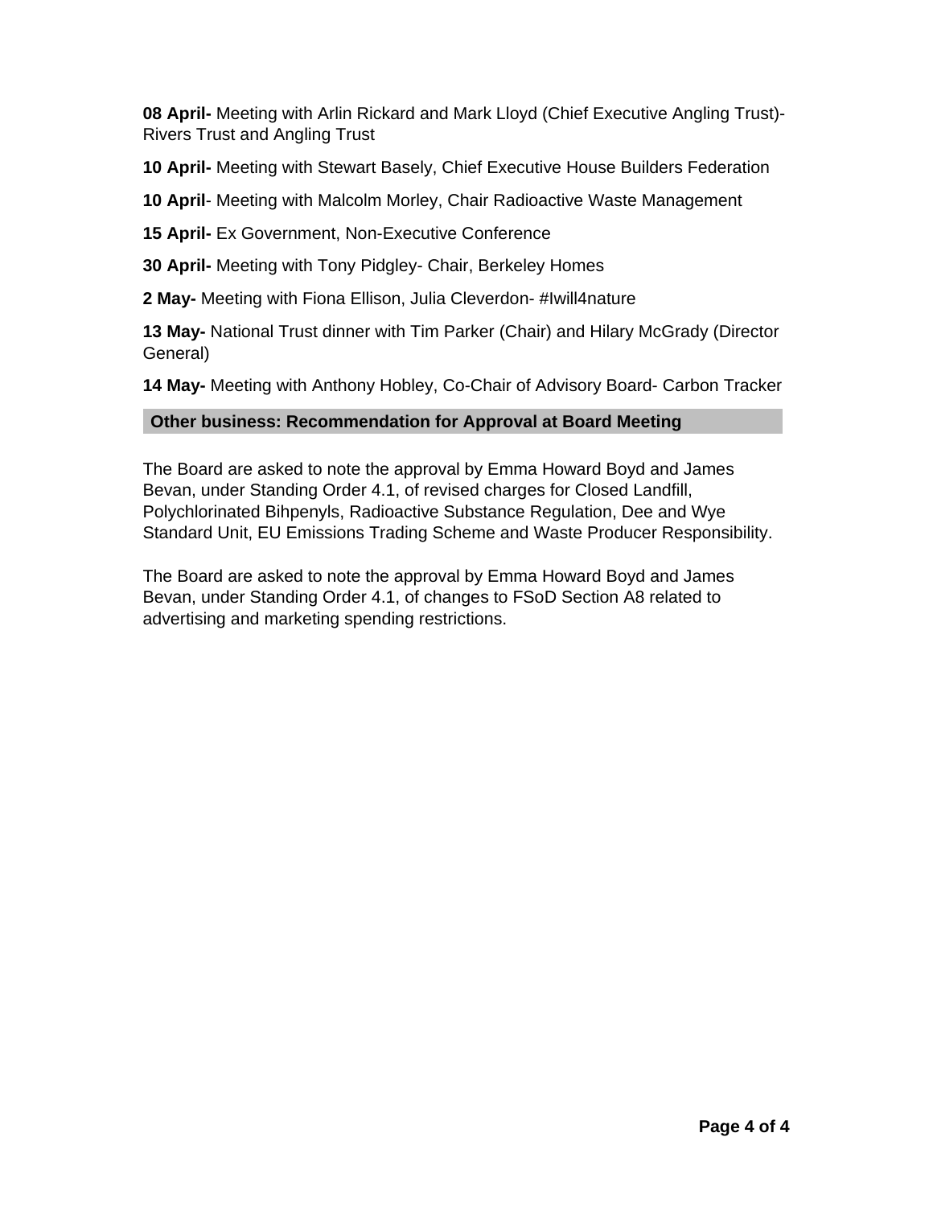**08 April-** Meeting with Arlin Rickard and Mark Lloyd (Chief Executive Angling Trust)- Rivers Trust and Angling Trust

**10 April-** Meeting with Stewart Basely, Chief Executive House Builders Federation

**10 April**- Meeting with Malcolm Morley, Chair Radioactive Waste Management

**15 April-** Ex Government, Non-Executive Conference

**30 April-** Meeting with Tony Pidgley- Chair, Berkeley Homes

**2 May-** Meeting with Fiona Ellison, Julia Cleverdon- #Iwill4nature

**13 May-** National Trust dinner with Tim Parker (Chair) and Hilary McGrady (Director General)

**14 May-** Meeting with Anthony Hobley, Co-Chair of Advisory Board- Carbon Tracker

## Other business: Recommendation for Approval at Board Meeting

The Board are asked to note the approval by Emma Howard Boyd and James Bevan, under Standing Order 4.1, of revised charges for Closed Landfill, Polychlorinated Bihpenyls, Radioactive Substance Regulation, Dee and Wye Standard Unit, EU Emissions Trading Scheme and Waste Producer Responsibility.

The Board are asked to note the approval by Emma Howard Boyd and James Bevan, under Standing Order 4.1, of changes to FSoD Section A8 related to advertising and marketing spending restrictions.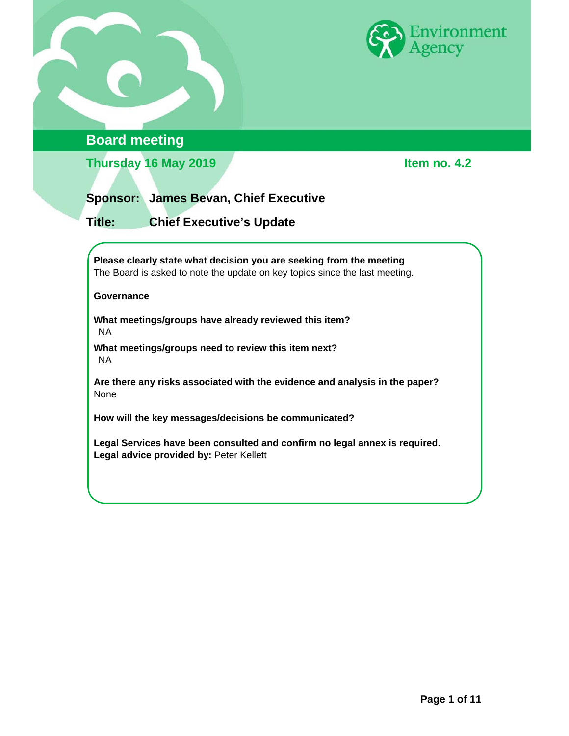Environment Agency

# Board meeting

**Thursday 16 May 2019** **Item no. 4.2**

**Sponsor:** **James Bevan, Chief Executive**

**Title:** **Chief Executive's Update**

**Please clearly state what decision you are seeking from the meeting**
The Board is asked to note the update on key topics since the last meeting.

**Governance**

**What meetings/groups have already reviewed this item?**
NA

**What meetings/groups need to review this item next?**
NA

**Are there any risks associated with the evidence and analysis in the paper?**
None

**How will the key messages/decisions be communicated?**

**Legal Services have been consulted and confirm no legal annex is required.**
**Legal advice provided by:** Peter Kellett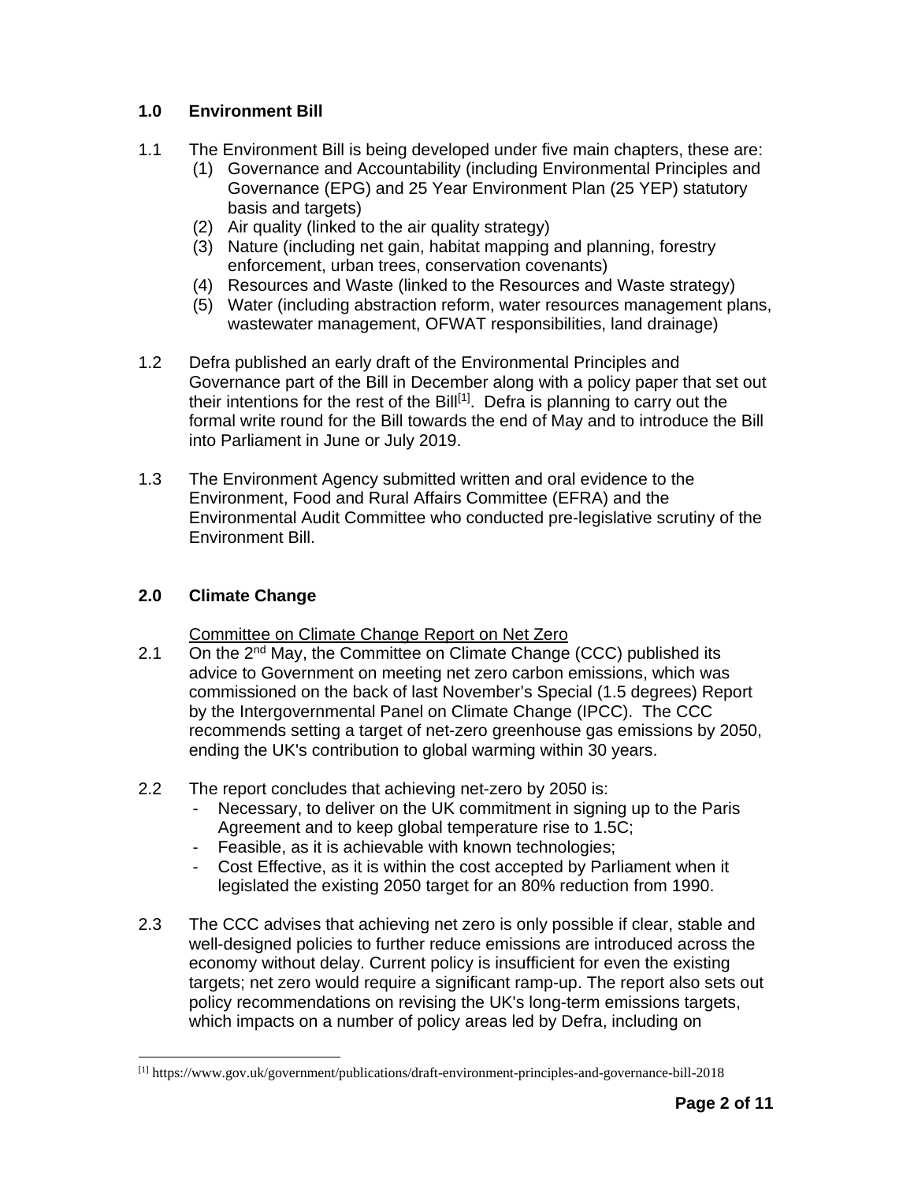## 1.0 Environment Bill

1.1 The Environment Bill is being developed under five main chapters, these are:

(1) Governance and Accountability (including Environmental Principles and Governance (EPG) and 25 Year Environment Plan (25 YEP) statutory basis and targets)
(2) Air quality (linked to the air quality strategy)
(3) Nature (including net gain, habitat mapping and planning, forestry enforcement, urban trees, conservation covenants)
(4) Resources and Waste (linked to the Resources and Waste strategy)
(5) Water (including abstraction reform, water resources management plans, wastewater management, OFWAT responsibilities, land drainage)

1.2 Defra published an early draft of the Environmental Principles and Governance part of the Bill in December along with a policy paper that set out their intentions for the rest of the Bill[1]. Defra is planning to carry out the formal write round for the Bill towards the end of May and to introduce the Bill into Parliament in June or July 2019.

1.3 The Environment Agency submitted written and oral evidence to the Environment, Food and Rural Affairs Committee (EFRA) and the Environmental Audit Committee who conducted pre-legislative scrutiny of the Environment Bill.

## 2.0 Climate Change

<u>Committee on Climate Change Report on Net Zero</u>

2.1 On the 2nd May, the Committee on Climate Change (CCC) published its advice to Government on meeting net zero carbon emissions, which was commissioned on the back of last November's Special (1.5 degrees) Report by the Intergovernmental Panel on Climate Change (IPCC). The CCC recommends setting a target of net-zero greenhouse gas emissions by 2050, ending the UK's contribution to global warming within 30 years.

2.2 The report concludes that achieving net-zero by 2050 is:

- Necessary, to deliver on the UK commitment in signing up to the Paris Agreement and to keep global temperature rise to 1.5C;
- Feasible, as it is achievable with known technologies;
- Cost Effective, as it is within the cost accepted by Parliament when it legislated the existing 2050 target for an 80% reduction from 1990.

2.3 The CCC advises that achieving net zero is only possible if clear, stable and well-designed policies to further reduce emissions are introduced across the economy without delay. Current policy is insufficient for even the existing targets; net zero would require a significant ramp-up. The report also sets out policy recommendations on revising the UK's long-term emissions targets, which impacts on a number of policy areas led by Defra, including on

[1] https://www.gov.uk/government/publications/draft-environment-principles-and-governance-bill-2018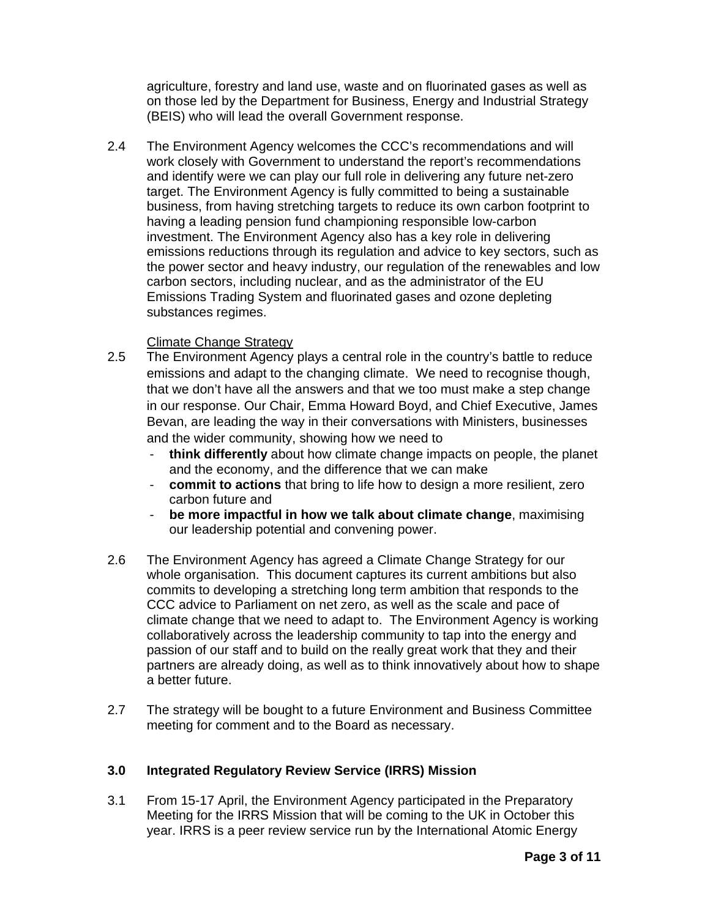agriculture, forestry and land use, waste and on fluorinated gases as well as on those led by the Department for Business, Energy and Industrial Strategy (BEIS) who will lead the overall Government response.

2.4 The Environment Agency welcomes the CCC's recommendations and will work closely with Government to understand the report's recommendations and identify were we can play our full role in delivering any future net-zero target. The Environment Agency is fully committed to being a sustainable business, from having stretching targets to reduce its own carbon footprint to having a leading pension fund championing responsible low-carbon investment. The Environment Agency also has a key role in delivering emissions reductions through its regulation and advice to key sectors, such as the power sector and heavy industry, our regulation of the renewables and low carbon sectors, including nuclear, and as the administrator of the EU Emissions Trading System and fluorinated gases and ozone depleting substances regimes.

Climate Change Strategy

2.5 The Environment Agency plays a central role in the country's battle to reduce emissions and adapt to the changing climate. We need to recognise though, that we don't have all the answers and that we too must make a step change in our response. Our Chair, Emma Howard Boyd, and Chief Executive, James Bevan, are leading the way in their conversations with Ministers, businesses and the wider community, showing how we need to

- **think differently** about how climate change impacts on people, the planet and the economy, and the difference that we can make
- **commit to actions** that bring to life how to design a more resilient, zero carbon future and
- **be more impactful in how we talk about climate change**, maximising our leadership potential and convening power.

2.6 The Environment Agency has agreed a Climate Change Strategy for our whole organisation. This document captures its current ambitions but also commits to developing a stretching long term ambition that responds to the CCC advice to Parliament on net zero, as well as the scale and pace of climate change that we need to adapt to. The Environment Agency is working collaboratively across the leadership community to tap into the energy and passion of our staff and to build on the really great work that they and their partners are already doing, as well as to think innovatively about how to shape a better future.

2.7 The strategy will be bought to a future Environment and Business Committee meeting for comment and to the Board as necessary.

## 3.0 Integrated Regulatory Review Service (IRRS) Mission

3.1 From 15-17 April, the Environment Agency participated in the Preparatory Meeting for the IRRS Mission that will be coming to the UK in October this year. IRRS is a peer review service run by the International Atomic Energy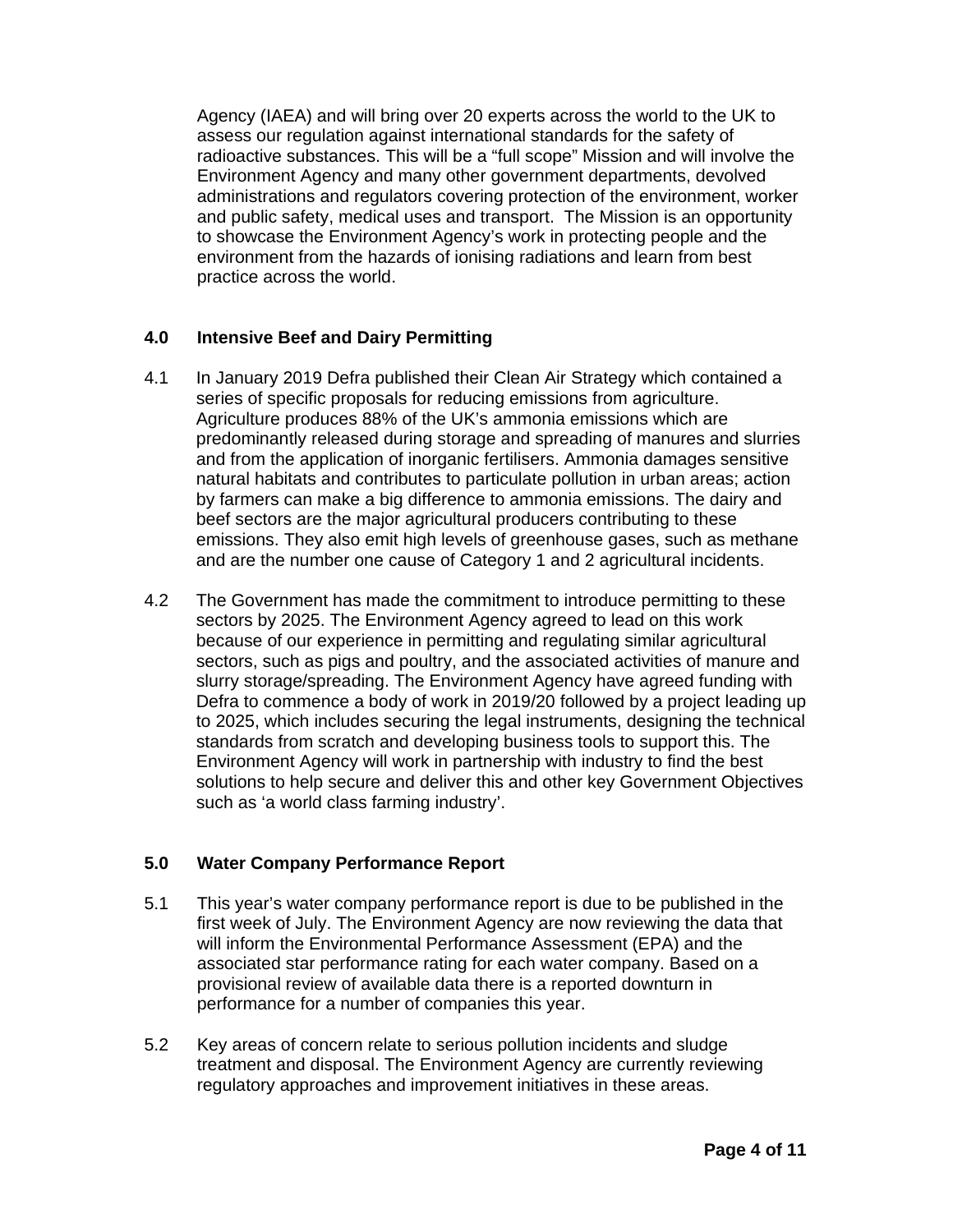Agency (IAEA) and will bring over 20 experts across the world to the UK to assess our regulation against international standards for the safety of radioactive substances. This will be a "full scope" Mission and will involve the Environment Agency and many other government departments, devolved administrations and regulators covering protection of the environment, worker and public safety, medical uses and transport. The Mission is an opportunity to showcase the Environment Agency's work in protecting people and the environment from the hazards of ionising radiations and learn from best practice across the world.

## 4.0 Intensive Beef and Dairy Permitting

4.1 In January 2019 Defra published their Clean Air Strategy which contained a series of specific proposals for reducing emissions from agriculture. Agriculture produces 88% of the UK's ammonia emissions which are predominantly released during storage and spreading of manures and slurries and from the application of inorganic fertilisers. Ammonia damages sensitive natural habitats and contributes to particulate pollution in urban areas; action by farmers can make a big difference to ammonia emissions. The dairy and beef sectors are the major agricultural producers contributing to these emissions. They also emit high levels of greenhouse gases, such as methane and are the number one cause of Category 1 and 2 agricultural incidents.

4.2 The Government has made the commitment to introduce permitting to these sectors by 2025. The Environment Agency agreed to lead on this work because of our experience in permitting and regulating similar agricultural sectors, such as pigs and poultry, and the associated activities of manure and slurry storage/spreading. The Environment Agency have agreed funding with Defra to commence a body of work in 2019/20 followed by a project leading up to 2025, which includes securing the legal instruments, designing the technical standards from scratch and developing business tools to support this. The Environment Agency will work in partnership with industry to find the best solutions to help secure and deliver this and other key Government Objectives such as 'a world class farming industry'.

## 5.0 Water Company Performance Report

5.1 This year's water company performance report is due to be published in the first week of July. The Environment Agency are now reviewing the data that will inform the Environmental Performance Assessment (EPA) and the associated star performance rating for each water company. Based on a provisional review of available data there is a reported downturn in performance for a number of companies this year.

5.2 Key areas of concern relate to serious pollution incidents and sludge treatment and disposal. The Environment Agency are currently reviewing regulatory approaches and improvement initiatives in these areas.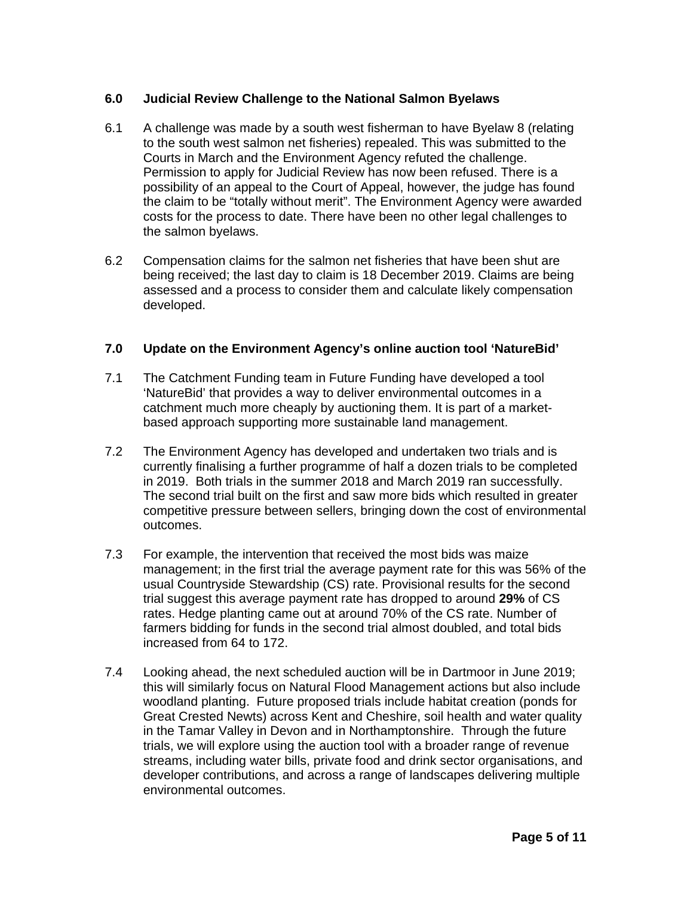## 6.0 Judicial Review Challenge to the National Salmon Byelaws

6.1 A challenge was made by a south west fisherman to have Byelaw 8 (relating to the south west salmon net fisheries) repealed. This was submitted to the Courts in March and the Environment Agency refuted the challenge. Permission to apply for Judicial Review has now been refused. There is a possibility of an appeal to the Court of Appeal, however, the judge has found the claim to be “totally without merit”. The Environment Agency were awarded costs for the process to date. There have been no other legal challenges to the salmon byelaws.

6.2 Compensation claims for the salmon net fisheries that have been shut are being received; the last day to claim is 18 December 2019. Claims are being assessed and a process to consider them and calculate likely compensation developed.

## 7.0 Update on the Environment Agency’s online auction tool ‘NatureBid’

7.1 The Catchment Funding team in Future Funding have developed a tool ‘NatureBid’ that provides a way to deliver environmental outcomes in a catchment much more cheaply by auctioning them. It is part of a market-based approach supporting more sustainable land management.

7.2 The Environment Agency has developed and undertaken two trials and is currently finalising a further programme of half a dozen trials to be completed in 2019. Both trials in the summer 2018 and March 2019 ran successfully. The second trial built on the first and saw more bids which resulted in greater competitive pressure between sellers, bringing down the cost of environmental outcomes.

7.3 For example, the intervention that received the most bids was maize management; in the first trial the average payment rate for this was 56% of the usual Countryside Stewardship (CS) rate. Provisional results for the second trial suggest this average payment rate has dropped to around **29%** of CS rates. Hedge planting came out at around 70% of the CS rate. Number of farmers bidding for funds in the second trial almost doubled, and total bids increased from 64 to 172.

7.4 Looking ahead, the next scheduled auction will be in Dartmoor in June 2019; this will similarly focus on Natural Flood Management actions but also include woodland planting. Future proposed trials include habitat creation (ponds for Great Crested Newts) across Kent and Cheshire, soil health and water quality in the Tamar Valley in Devon and in Northamptonshire. Through the future trials, we will explore using the auction tool with a broader range of revenue streams, including water bills, private food and drink sector organisations, and developer contributions, and across a range of landscapes delivering multiple environmental outcomes.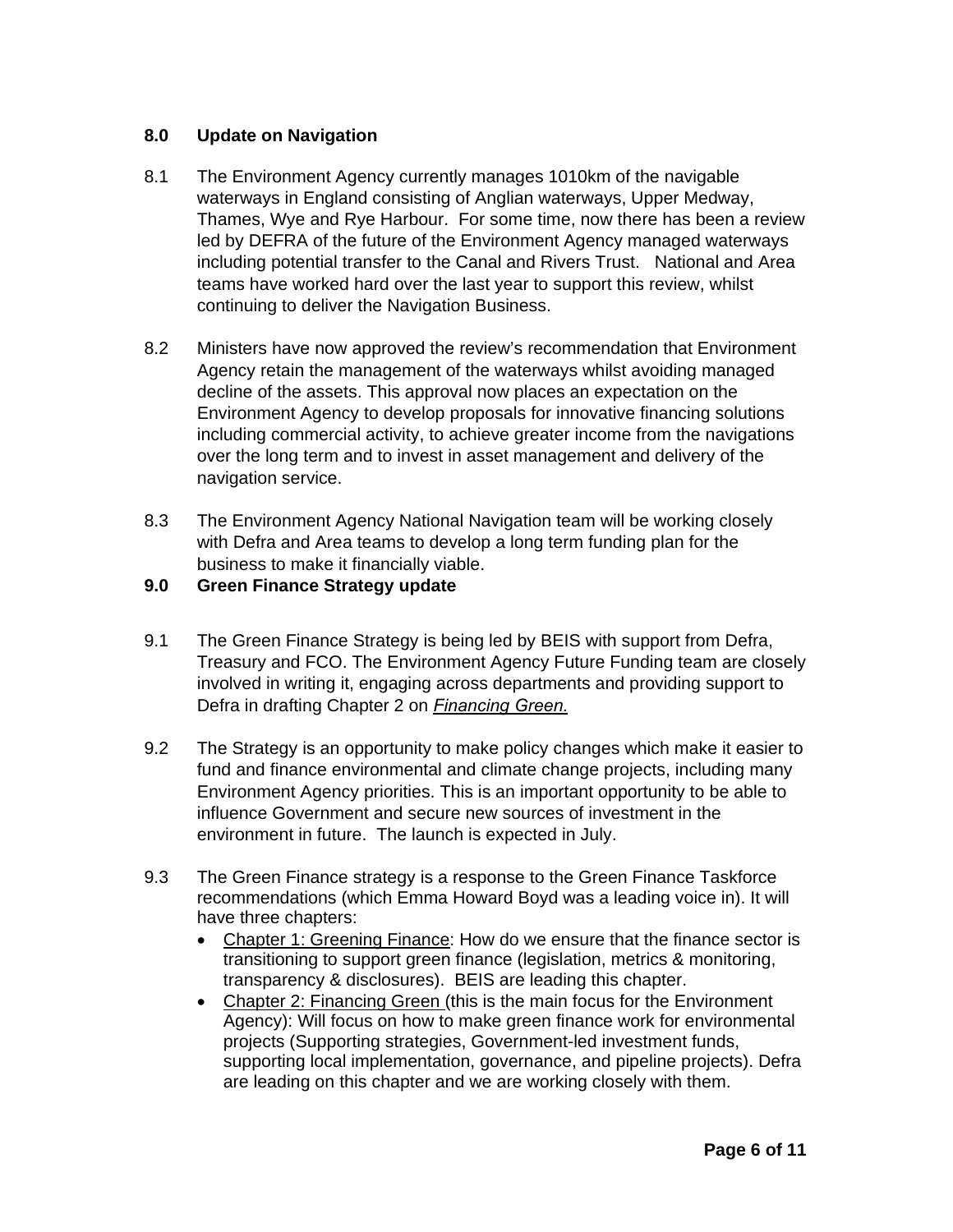## 8.0 Update on Navigation

8.1 The Environment Agency currently manages 1010km of the navigable waterways in England consisting of Anglian waterways, Upper Medway, Thames, Wye and Rye Harbour. For some time, now there has been a review led by DEFRA of the future of the Environment Agency managed waterways including potential transfer to the Canal and Rivers Trust. National and Area teams have worked hard over the last year to support this review, whilst continuing to deliver the Navigation Business.

8.2 Ministers have now approved the review's recommendation that Environment Agency retain the management of the waterways whilst avoiding managed decline of the assets. This approval now places an expectation on the Environment Agency to develop proposals for innovative financing solutions including commercial activity, to achieve greater income from the navigations over the long term and to invest in asset management and delivery of the navigation service.

8.3 The Environment Agency National Navigation team will be working closely with Defra and Area teams to develop a long term funding plan for the business to make it financially viable.

## 9.0 Green Finance Strategy update

9.1 The Green Finance Strategy is being led by BEIS with support from Defra, Treasury and FCO. The Environment Agency Future Funding team are closely involved in writing it, engaging across departments and providing support to Defra in drafting Chapter 2 on *Financing Green.*

9.2 The Strategy is an opportunity to make policy changes which make it easier to fund and finance environmental and climate change projects, including many Environment Agency priorities. This is an important opportunity to be able to influence Government and secure new sources of investment in the environment in future. The launch is expected in July.

9.3 The Green Finance strategy is a response to the Green Finance Taskforce recommendations (which Emma Howard Boyd was a leading voice in). It will have three chapters:

- Chapter 1: Greening Finance: How do we ensure that the finance sector is transitioning to support green finance (legislation, metrics & monitoring, transparency & disclosures). BEIS are leading this chapter.
- Chapter 2: Financing Green (this is the main focus for the Environment Agency): Will focus on how to make green finance work for environmental projects (Supporting strategies, Government-led investment funds, supporting local implementation, governance, and pipeline projects). Defra are leading on this chapter and we are working closely with them.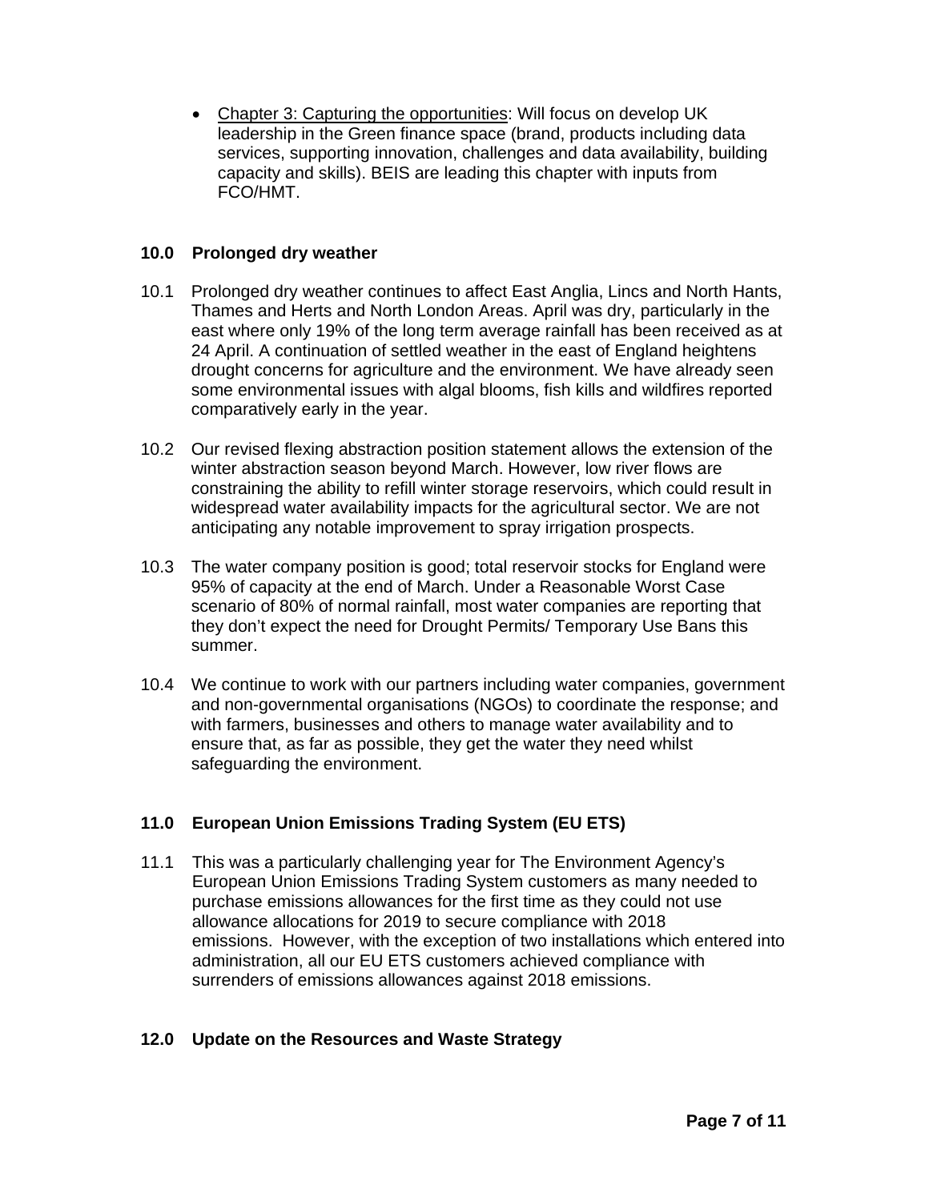- Chapter 3: Capturing the opportunities: Will focus on develop UK leadership in the Green finance space (brand, products including data services, supporting innovation, challenges and data availability, building capacity and skills). BEIS are leading this chapter with inputs from FCO/HMT.

## 10.0 Prolonged dry weather

10.1 Prolonged dry weather continues to affect East Anglia, Lincs and North Hants, Thames and Herts and North London Areas. April was dry, particularly in the east where only 19% of the long term average rainfall has been received as at 24 April. A continuation of settled weather in the east of England heightens drought concerns for agriculture and the environment. We have already seen some environmental issues with algal blooms, fish kills and wildfires reported comparatively early in the year.

10.2 Our revised flexing abstraction position statement allows the extension of the winter abstraction season beyond March. However, low river flows are constraining the ability to refill winter storage reservoirs, which could result in widespread water availability impacts for the agricultural sector. We are not anticipating any notable improvement to spray irrigation prospects.

10.3 The water company position is good; total reservoir stocks for England were 95% of capacity at the end of March. Under a Reasonable Worst Case scenario of 80% of normal rainfall, most water companies are reporting that they don't expect the need for Drought Permits/ Temporary Use Bans this summer.

10.4 We continue to work with our partners including water companies, government and non-governmental organisations (NGOs) to coordinate the response; and with farmers, businesses and others to manage water availability and to ensure that, as far as possible, they get the water they need whilst safeguarding the environment.

## 11.0 European Union Emissions Trading System (EU ETS)

11.1 This was a particularly challenging year for The Environment Agency's European Union Emissions Trading System customers as many needed to purchase emissions allowances for the first time as they could not use allowance allocations for 2019 to secure compliance with 2018 emissions. However, with the exception of two installations which entered into administration, all our EU ETS customers achieved compliance with surrenders of emissions allowances against 2018 emissions.

## 12.0 Update on the Resources and Waste Strategy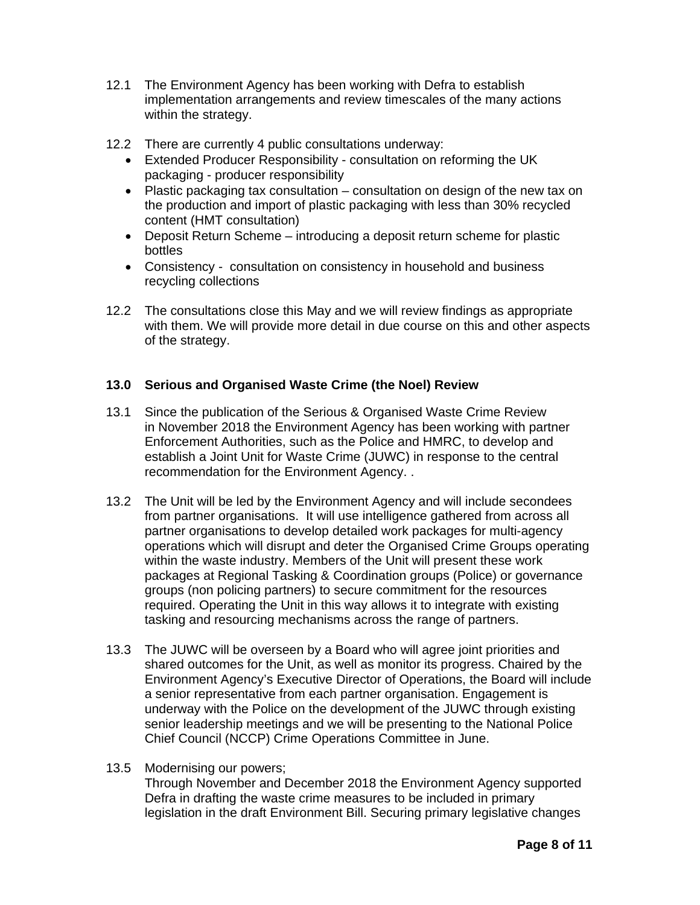12.1 The Environment Agency has been working with Defra to establish implementation arrangements and review timescales of the many actions within the strategy.

12.2 There are currently 4 public consultations underway:

- Extended Producer Responsibility - consultation on reforming the UK packaging - producer responsibility
- Plastic packaging tax consultation – consultation on design of the new tax on the production and import of plastic packaging with less than 30% recycled content (HMT consultation)
- Deposit Return Scheme – introducing a deposit return scheme for plastic bottles
- Consistency - consultation on consistency in household and business recycling collections

12.2 The consultations close this May and we will review findings as appropriate with them. We will provide more detail in due course on this and other aspects of the strategy.

## 13.0 Serious and Organised Waste Crime (the Noel) Review

13.1 Since the publication of the Serious & Organised Waste Crime Review in November 2018 the Environment Agency has been working with partner Enforcement Authorities, such as the Police and HMRC, to develop and establish a Joint Unit for Waste Crime (JUWC) in response to the central recommendation for the Environment Agency. .

13.2 The Unit will be led by the Environment Agency and will include secondees from partner organisations. It will use intelligence gathered from across all partner organisations to develop detailed work packages for multi-agency operations which will disrupt and deter the Organised Crime Groups operating within the waste industry. Members of the Unit will present these work packages at Regional Tasking & Coordination groups (Police) or governance groups (non policing partners) to secure commitment for the resources required. Operating the Unit in this way allows it to integrate with existing tasking and resourcing mechanisms across the range of partners.

13.3 The JUWC will be overseen by a Board who will agree joint priorities and shared outcomes for the Unit, as well as monitor its progress. Chaired by the Environment Agency's Executive Director of Operations, the Board will include a senior representative from each partner organisation. Engagement is underway with the Police on the development of the JUWC through existing senior leadership meetings and we will be presenting to the National Police Chief Council (NCCP) Crime Operations Committee in June.

13.5 Modernising our powers;
Through November and December 2018 the Environment Agency supported Defra in drafting the waste crime measures to be included in primary legislation in the draft Environment Bill. Securing primary legislative changes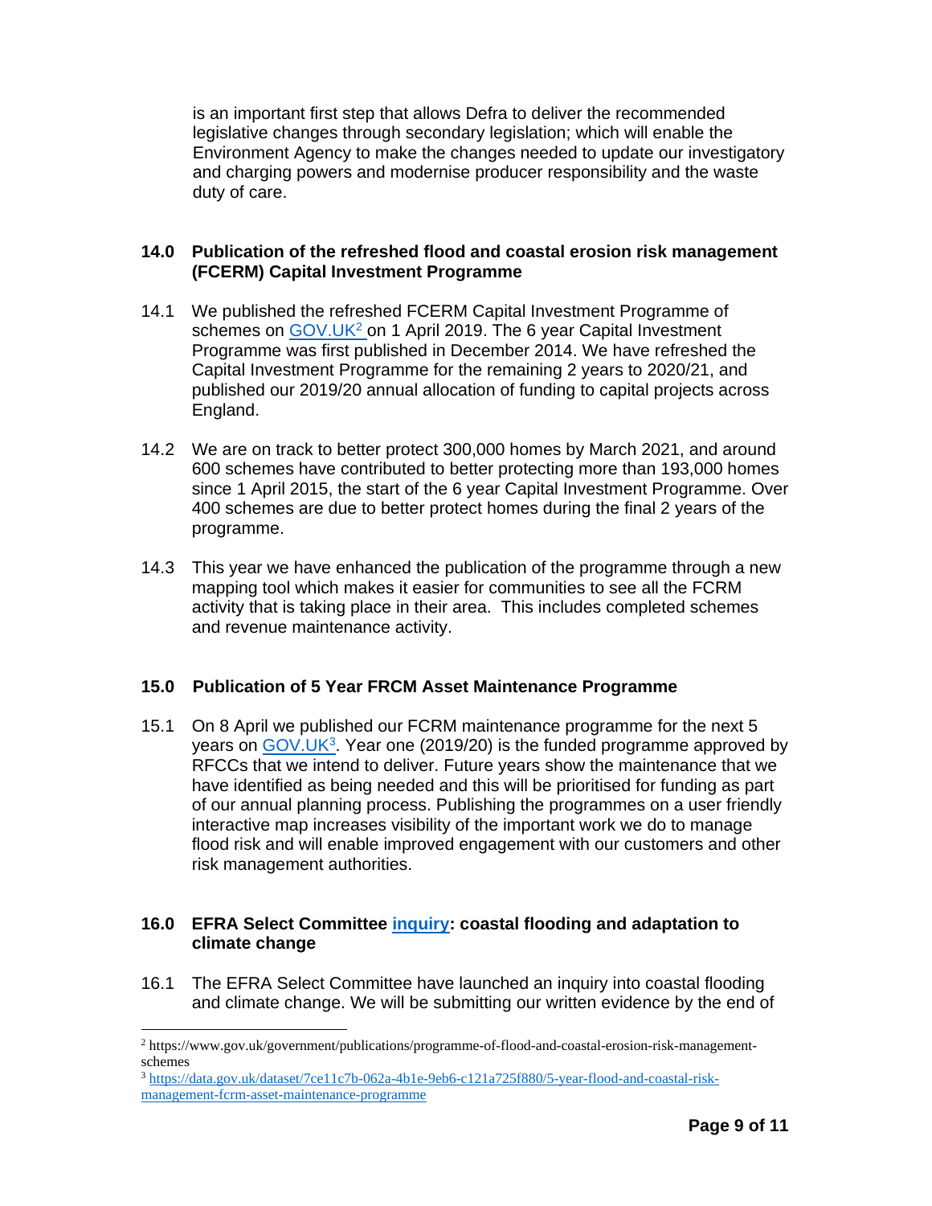is an important first step that allows Defra to deliver the recommended legislative changes through secondary legislation; which will enable the Environment Agency to make the changes needed to update our investigatory and charging powers and modernise producer responsibility and the waste duty of care.

## 14.0 Publication of the refreshed flood and coastal erosion risk management (FCERM) Capital Investment Programme

14.1 We published the refreshed FCERM Capital Investment Programme of schemes on GOV.UK[2] on 1 April 2019. The 6 year Capital Investment Programme was first published in December 2014. We have refreshed the Capital Investment Programme for the remaining 2 years to 2020/21, and published our 2019/20 annual allocation of funding to capital projects across England.

14.2 We are on track to better protect 300,000 homes by March 2021, and around 600 schemes have contributed to better protecting more than 193,000 homes since 1 April 2015, the start of the 6 year Capital Investment Programme. Over 400 schemes are due to better protect homes during the final 2 years of the programme.

14.3 This year we have enhanced the publication of the programme through a new mapping tool which makes it easier for communities to see all the FCRM activity that is taking place in their area. This includes completed schemes and revenue maintenance activity.

## 15.0 Publication of 5 Year FRCM Asset Maintenance Programme

15.1 On 8 April we published our FCRM maintenance programme for the next 5 years on GOV.UK[3]. Year one (2019/20) is the funded programme approved by RFCCs that we intend to deliver. Future years show the maintenance that we have identified as being needed and this will be prioritised for funding as part of our annual planning process. Publishing the programmes on a user friendly interactive map increases visibility of the important work we do to manage flood risk and will enable improved engagement with our customers and other risk management authorities.

## 16.0 EFRA Select Committee inquiry: coastal flooding and adaptation to climate change

16.1 The EFRA Select Committee have launched an inquiry into coastal flooding and climate change. We will be submitting our written evidence by the end of

---

[2] https://www.gov.uk/government/publications/programme-of-flood-and-coastal-erosion-risk-management-schemes

[3] https://data.gov.uk/dataset/7ce11c7b-062a-4b1e-9eb6-c121a725f880/5-year-flood-and-coastal-risk-management-fcrm-asset-maintenance-programme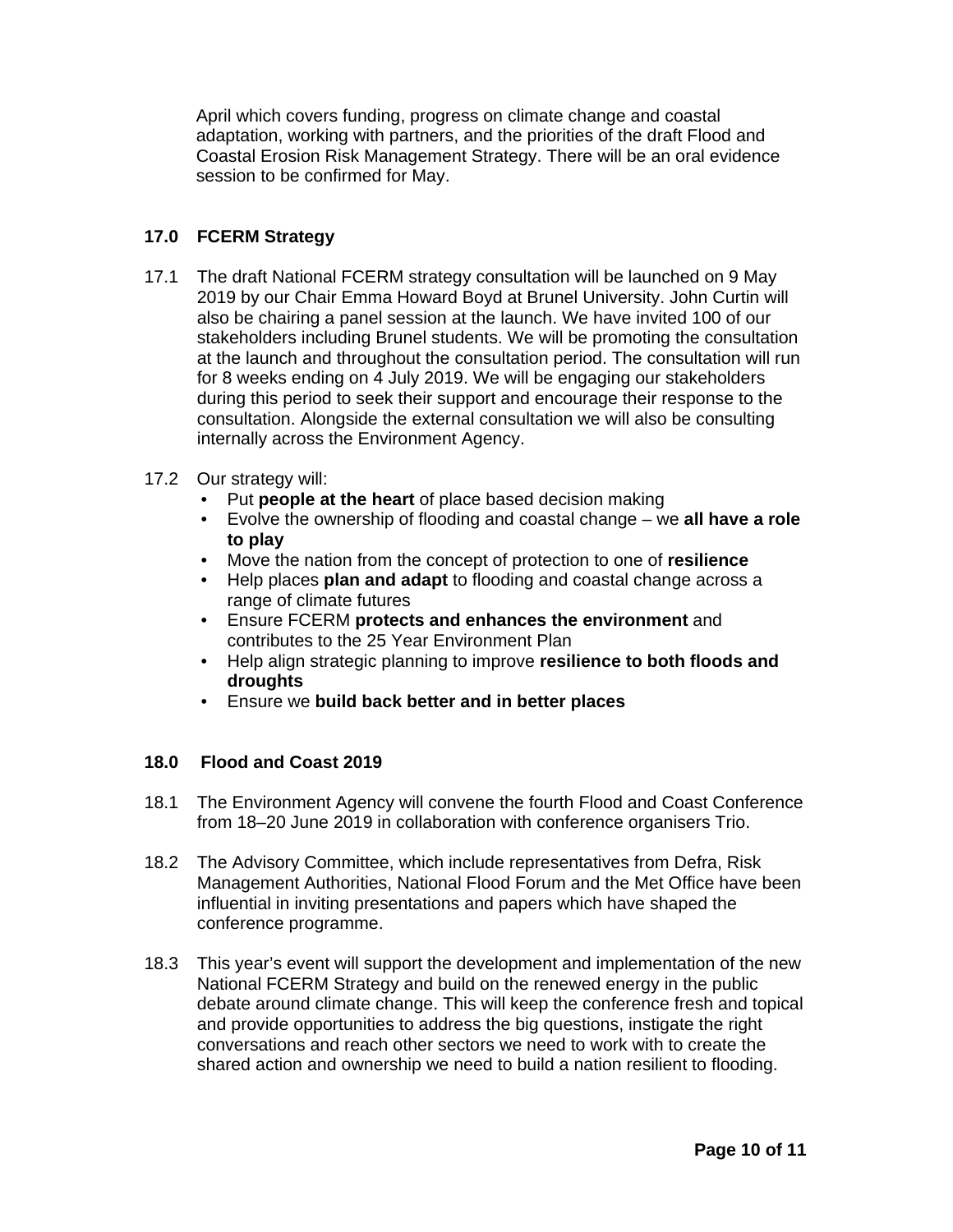April which covers funding, progress on climate change and coastal adaptation, working with partners, and the priorities of the draft Flood and Coastal Erosion Risk Management Strategy. There will be an oral evidence session to be confirmed for May.

## 17.0 FCERM Strategy

17.1 The draft National FCERM strategy consultation will be launched on 9 May 2019 by our Chair Emma Howard Boyd at Brunel University. John Curtin will also be chairing a panel session at the launch. We have invited 100 of our stakeholders including Brunel students. We will be promoting the consultation at the launch and throughout the consultation period. The consultation will run for 8 weeks ending on 4 July 2019. We will be engaging our stakeholders during this period to seek their support and encourage their response to the consultation. Alongside the external consultation we will also be consulting internally across the Environment Agency.

17.2 Our strategy will:

- Put **people at the heart** of place based decision making
- Evolve the ownership of flooding and coastal change – we **all have a role to play**
- Move the nation from the concept of protection to one of **resilience**
- Help places **plan and adapt** to flooding and coastal change across a range of climate futures
- Ensure FCERM **protects and enhances the environment** and contributes to the 25 Year Environment Plan
- Help align strategic planning to improve **resilience to both floods and droughts**
- Ensure we **build back better and in better places**

## 18.0 Flood and Coast 2019

18.1 The Environment Agency will convene the fourth Flood and Coast Conference from 18–20 June 2019 in collaboration with conference organisers Trio.

18.2 The Advisory Committee, which include representatives from Defra, Risk Management Authorities, National Flood Forum and the Met Office have been influential in inviting presentations and papers which have shaped the conference programme.

18.3 This year's event will support the development and implementation of the new National FCERM Strategy and build on the renewed energy in the public debate around climate change. This will keep the conference fresh and topical and provide opportunities to address the big questions, instigate the right conversations and reach other sectors we need to work with to create the shared action and ownership we need to build a nation resilient to flooding.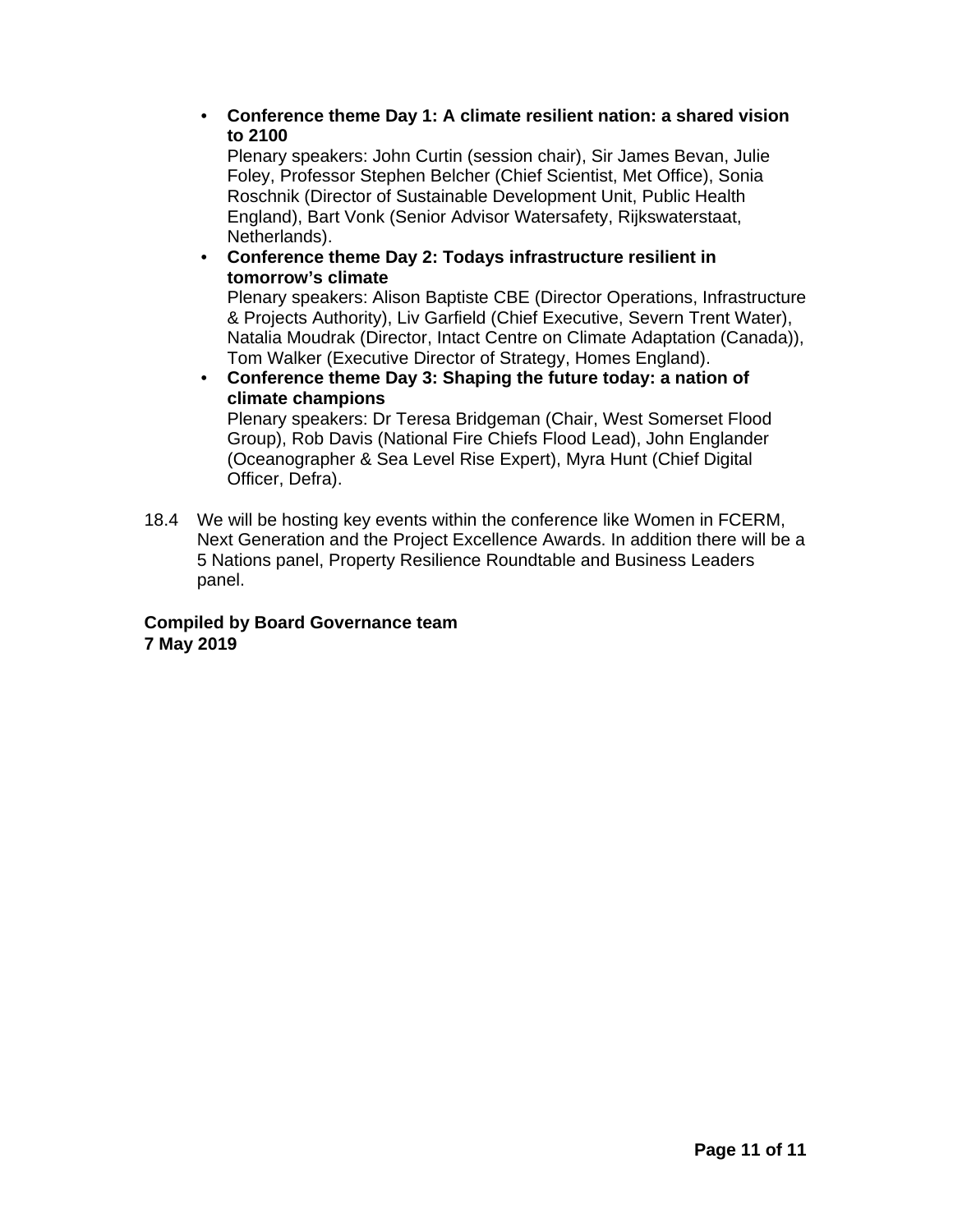- **Conference theme Day 1: A climate resilient nation: a shared vision to 2100**
  Plenary speakers: John Curtin (session chair), Sir James Bevan, Julie Foley, Professor Stephen Belcher (Chief Scientist, Met Office), Sonia Roschnik (Director of Sustainable Development Unit, Public Health England), Bart Vonk (Senior Advisor Watersafety, Rijkswaterstaat, Netherlands).
- **Conference theme Day 2: Todays infrastructure resilient in tomorrow's climate**
  Plenary speakers: Alison Baptiste CBE (Director Operations, Infrastructure & Projects Authority), Liv Garfield (Chief Executive, Severn Trent Water), Natalia Moudrak (Director, Intact Centre on Climate Adaptation (Canada)), Tom Walker (Executive Director of Strategy, Homes England).
- **Conference theme Day 3: Shaping the future today: a nation of climate champions**
  Plenary speakers: Dr Teresa Bridgeman (Chair, West Somerset Flood Group), Rob Davis (National Fire Chiefs Flood Lead), John Englander (Oceanographer & Sea Level Rise Expert), Myra Hunt (Chief Digital Officer, Defra).

18.4 We will be hosting key events within the conference like Women in FCERM, Next Generation and the Project Excellence Awards. In addition there will be a 5 Nations panel, Property Resilience Roundtable and Business Leaders panel.

**Compiled by Board Governance team**
**7 May 2019**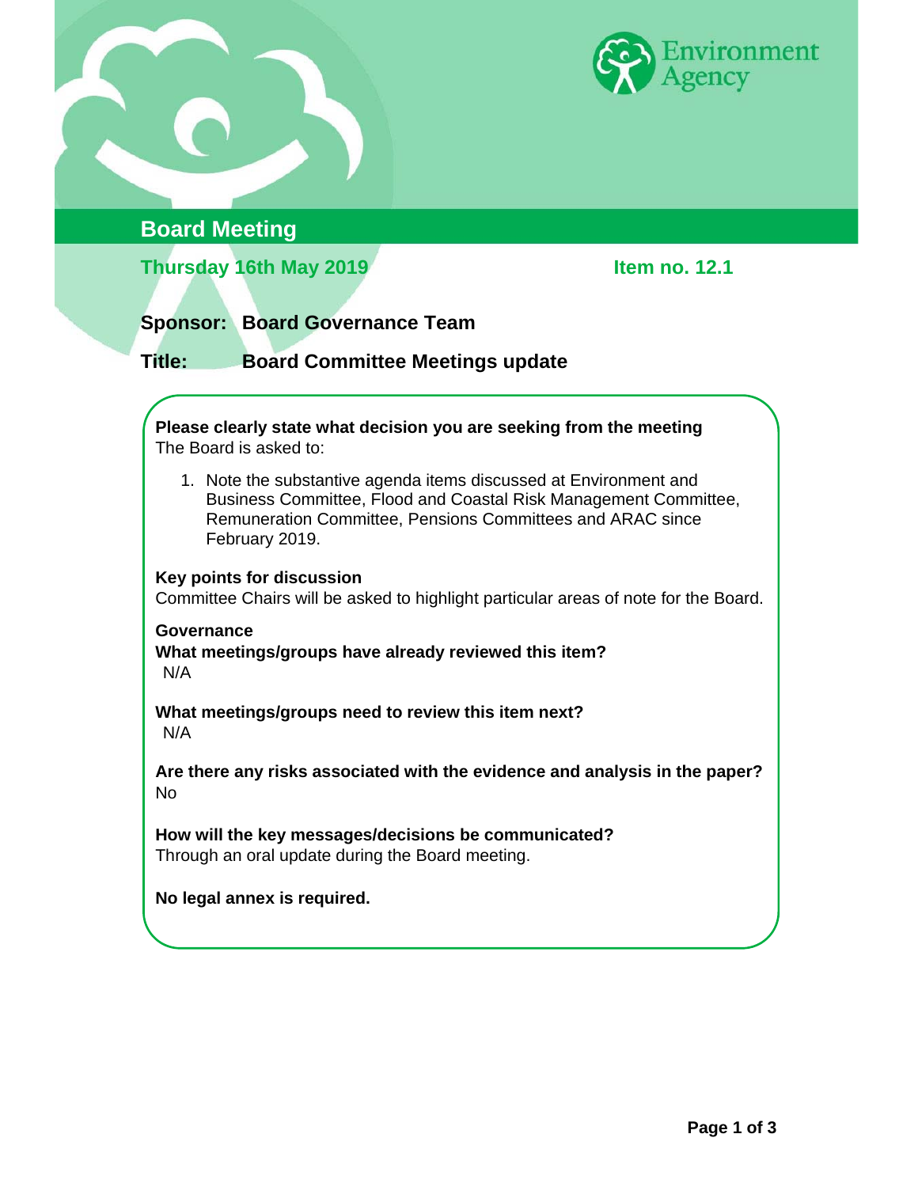Environment Agency

# Board Meeting

**Thursday 16th May 2019** **Item no. 12.1**

**Sponsor:** **Board Governance Team**

**Title:** **Board Committee Meetings update**

**Please clearly state what decision you are seeking from the meeting**

The Board is asked to:

1. Note the substantive agenda items discussed at Environment and Business Committee, Flood and Coastal Risk Management Committee, Remuneration Committee, Pensions Committees and ARAC since February 2019.

**Key points for discussion**

Committee Chairs will be asked to highlight particular areas of note for the Board.

**Governance**

**What meetings/groups have already reviewed this item?**

N/A

**What meetings/groups need to review this item next?**

N/A

**Are there any risks associated with the evidence and analysis in the paper?**

No

**How will the key messages/decisions be communicated?**

Through an oral update during the Board meeting.

**No legal annex is required.**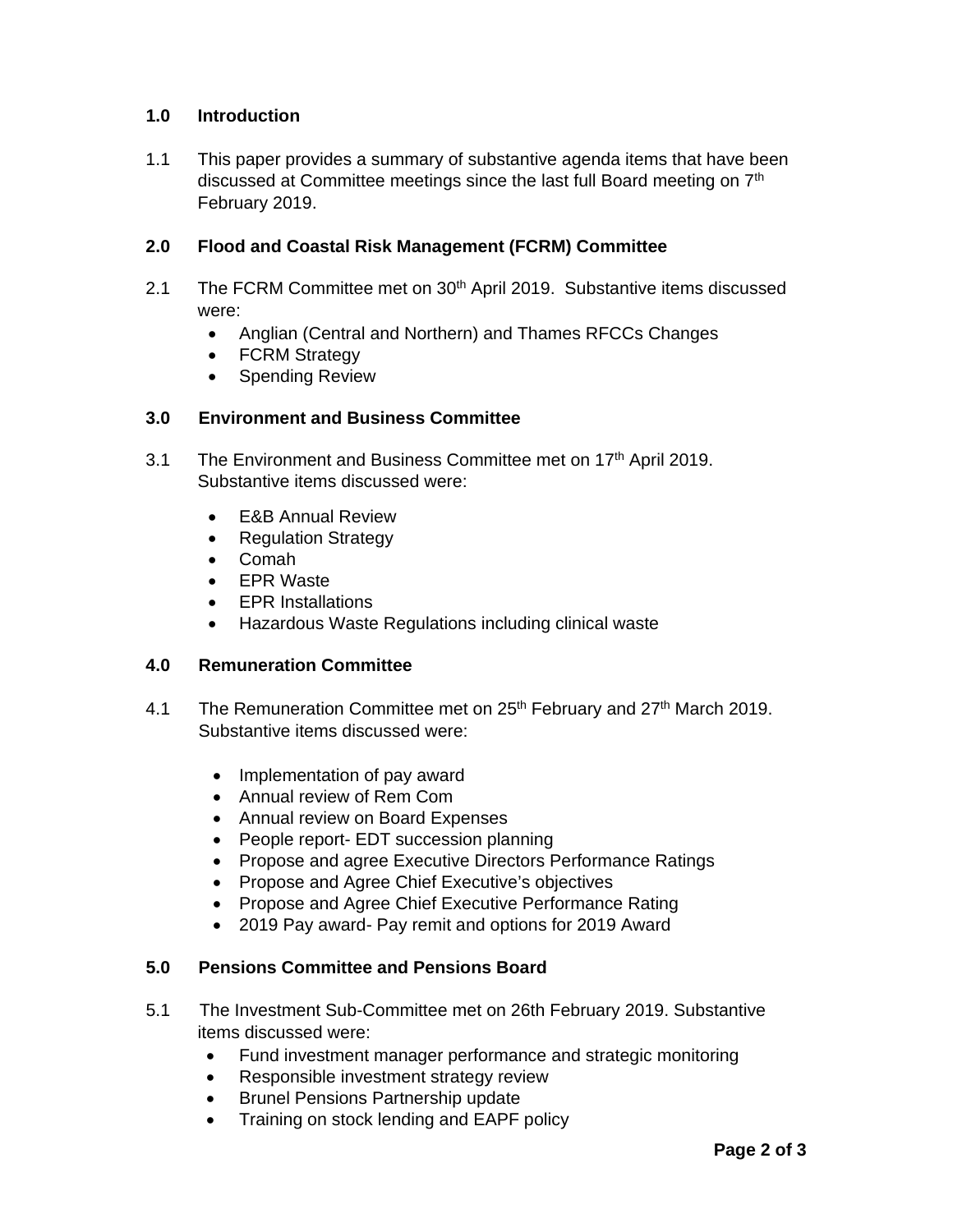## 1.0 Introduction

1.1 This paper provides a summary of substantive agenda items that have been discussed at Committee meetings since the last full Board meeting on 7th February 2019.

## 2.0 Flood and Coastal Risk Management (FCRM) Committee

2.1 The FCRM Committee met on 30th April 2019. Substantive items discussed were:

- Anglian (Central and Northern) and Thames RFCCs Changes
- FCRM Strategy
- Spending Review

## 3.0 Environment and Business Committee

3.1 The Environment and Business Committee met on 17th April 2019. Substantive items discussed were:

- E&B Annual Review
- Regulation Strategy
- Comah
- EPR Waste
- EPR Installations
- Hazardous Waste Regulations including clinical waste

## 4.0 Remuneration Committee

4.1 The Remuneration Committee met on 25th February and 27th March 2019. Substantive items discussed were:

- Implementation of pay award
- Annual review of Rem Com
- Annual review on Board Expenses
- People report- EDT succession planning
- Propose and agree Executive Directors Performance Ratings
- Propose and Agree Chief Executive's objectives
- Propose and Agree Chief Executive Performance Rating
- 2019 Pay award- Pay remit and options for 2019 Award

## 5.0 Pensions Committee and Pensions Board

5.1 The Investment Sub-Committee met on 26th February 2019. Substantive items discussed were:

- Fund investment manager performance and strategic monitoring
- Responsible investment strategy review
- Brunel Pensions Partnership update
- Training on stock lending and EAPF policy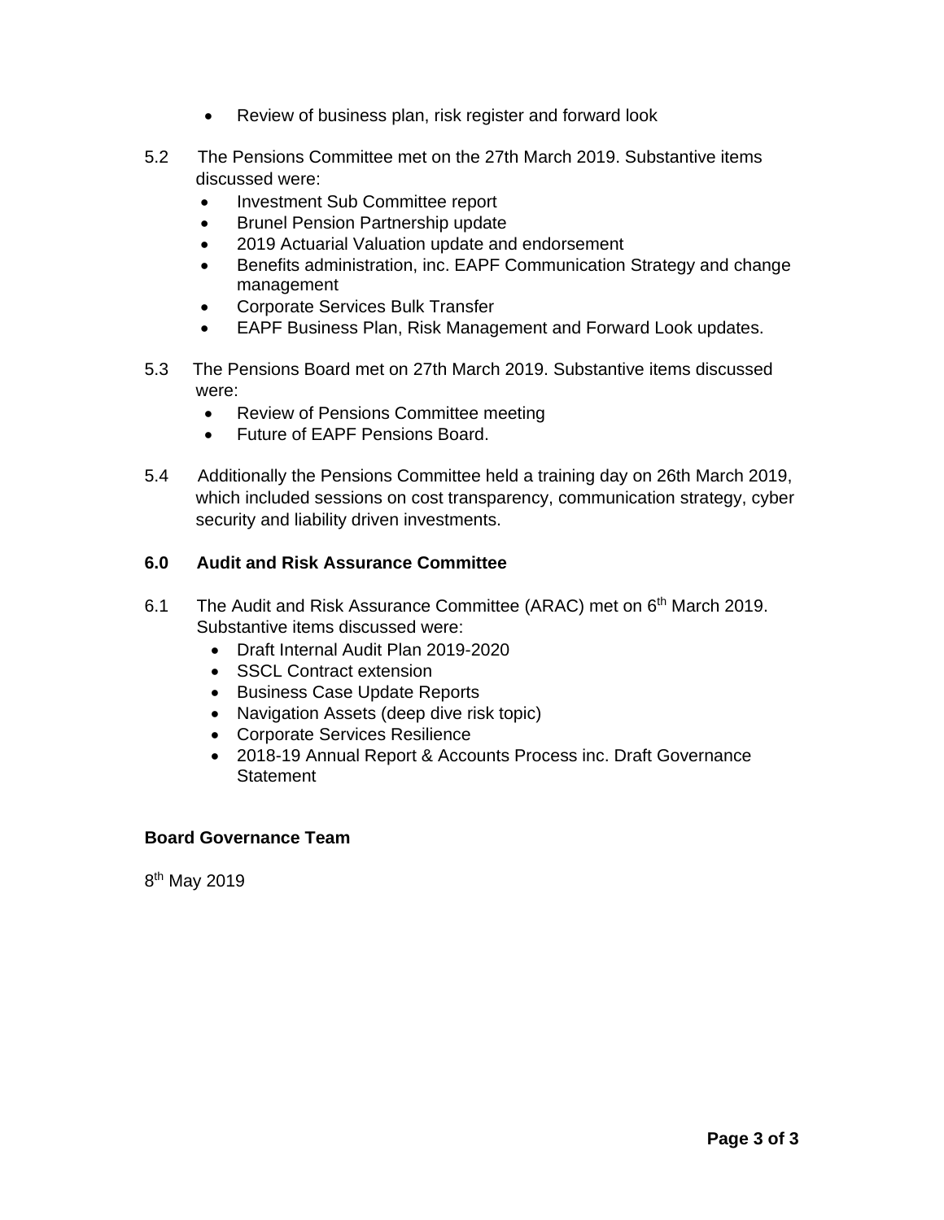- Review of business plan, risk register and forward look

5.2 The Pensions Committee met on the 27th March 2019. Substantive items discussed were:

- Investment Sub Committee report
- Brunel Pension Partnership update
- 2019 Actuarial Valuation update and endorsement
- Benefits administration, inc. EAPF Communication Strategy and change management
- Corporate Services Bulk Transfer
- EAPF Business Plan, Risk Management and Forward Look updates.

5.3 The Pensions Board met on 27th March 2019. Substantive items discussed were:

- Review of Pensions Committee meeting
- Future of EAPF Pensions Board.

5.4 Additionally the Pensions Committee held a training day on 26th March 2019, which included sessions on cost transparency, communication strategy, cyber security and liability driven investments.

## 6.0 Audit and Risk Assurance Committee

6.1 The Audit and Risk Assurance Committee (ARAC) met on 6th March 2019. Substantive items discussed were:

- Draft Internal Audit Plan 2019-2020
- SSCL Contract extension
- Business Case Update Reports
- Navigation Assets (deep dive risk topic)
- Corporate Services Resilience
- 2018-19 Annual Report & Accounts Process inc. Draft Governance Statement

**Board Governance Team**

8th May 2019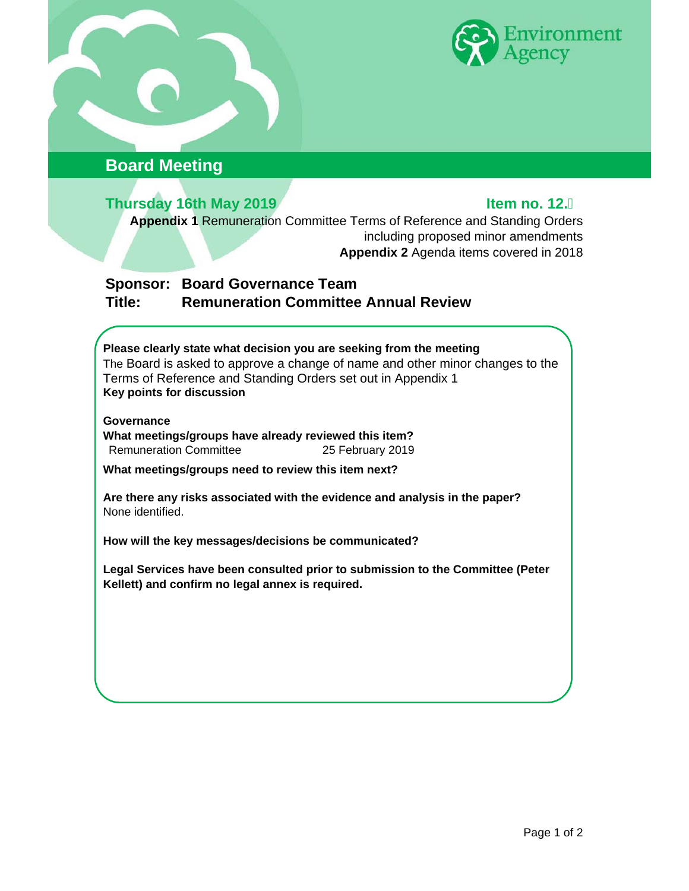# Board Meeting

**Thursday 16th May 2019**

**Item no. 12.**

**Appendix 1** Remuneration Committee Terms of Reference and Standing Orders including proposed minor amendments

**Appendix 2** Agenda items covered in 2018

**Sponsor:** **Board Governance Team**

**Title:** **Remuneration Committee Annual Review**

**Please clearly state what decision you are seeking from the meeting**

The Board is asked to approve a change of name and other minor changes to the Terms of Reference and Standing Orders set out in Appendix 1

**Key points for discussion**

**Governance**

**What meetings/groups have already reviewed this item?**

Remuneration Committee 25 February 2019

**What meetings/groups need to review this item next?**

**Are there any risks associated with the evidence and analysis in the paper?**

None identified.

**How will the key messages/decisions be communicated?**

**Legal Services have been consulted prior to submission to the Committee (Peter Kellett) and confirm no legal annex is required.**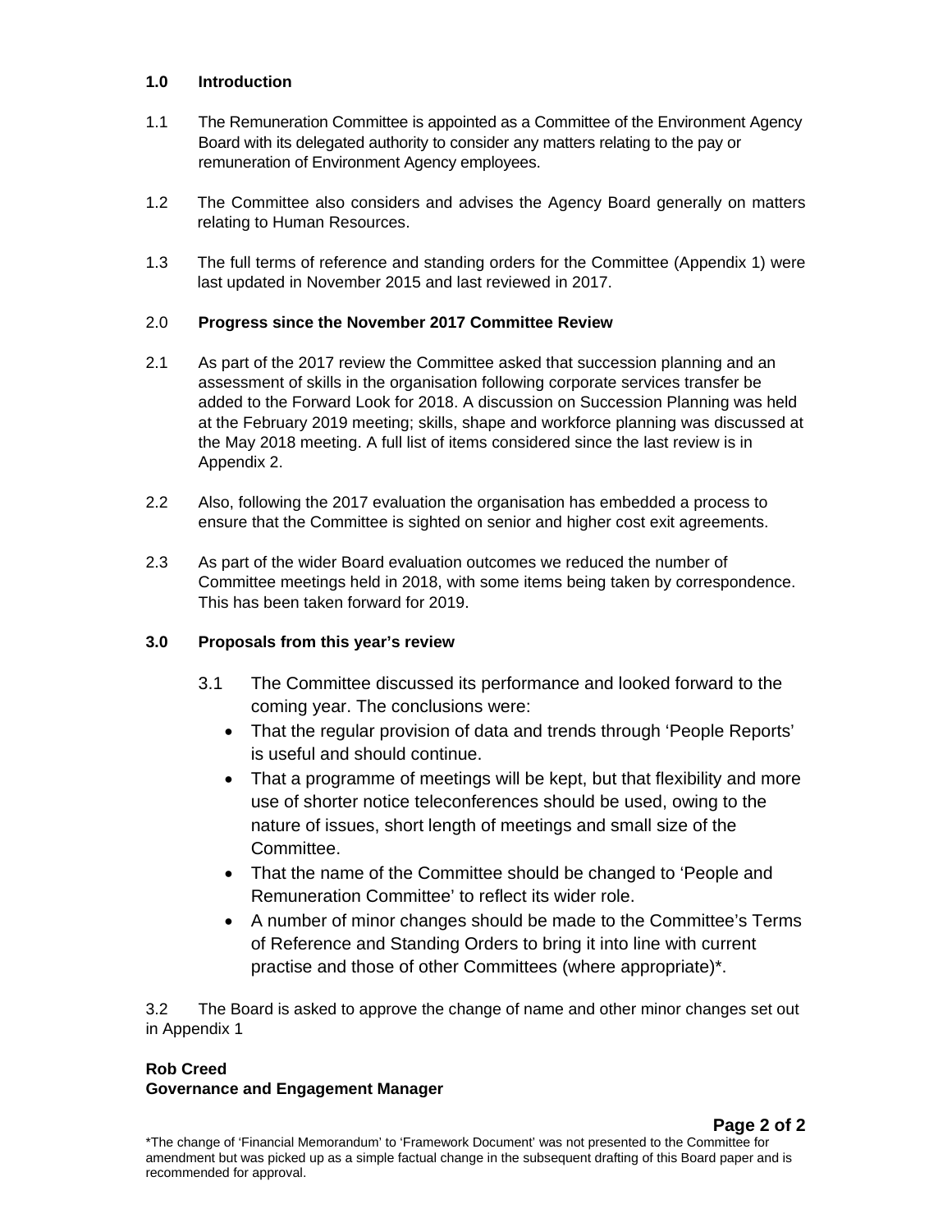## 1.0 Introduction

1.1 The Remuneration Committee is appointed as a Committee of the Environment Agency Board with its delegated authority to consider any matters relating to the pay or remuneration of Environment Agency employees.

1.2 The Committee also considers and advises the Agency Board generally on matters relating to Human Resources.

1.3 The full terms of reference and standing orders for the Committee (Appendix 1) were last updated in November 2015 and last reviewed in 2017.

## 2.0 Progress since the November 2017 Committee Review

2.1 As part of the 2017 review the Committee asked that succession planning and an assessment of skills in the organisation following corporate services transfer be added to the Forward Look for 2018. A discussion on Succession Planning was held at the February 2019 meeting; skills, shape and workforce planning was discussed at the May 2018 meeting. A full list of items considered since the last review is in Appendix 2.

2.2 Also, following the 2017 evaluation the organisation has embedded a process to ensure that the Committee is sighted on senior and higher cost exit agreements.

2.3 As part of the wider Board evaluation outcomes we reduced the number of Committee meetings held in 2018, with some items being taken by correspondence. This has been taken forward for 2019.

## 3.0 Proposals from this year's review

3.1 The Committee discussed its performance and looked forward to the coming year. The conclusions were:

- That the regular provision of data and trends through 'People Reports' is useful and should continue.
- That a programme of meetings will be kept, but that flexibility and more use of shorter notice teleconferences should be used, owing to the nature of issues, short length of meetings and small size of the Committee.
- That the name of the Committee should be changed to 'People and Remuneration Committee' to reflect its wider role.
- A number of minor changes should be made to the Committee's Terms of Reference and Standing Orders to bring it into line with current practise and those of other Committees (where appropriate)*.

3.2 The Board is asked to approve the change of name and other minor changes set out in Appendix 1

**Rob Creed**
**Governance and Engagement Manager**

*The change of 'Financial Memorandum' to 'Framework Document' was not presented to the Committee for amendment but was picked up as a simple factual change in the subsequent drafting of this Board paper and is recommended for approval.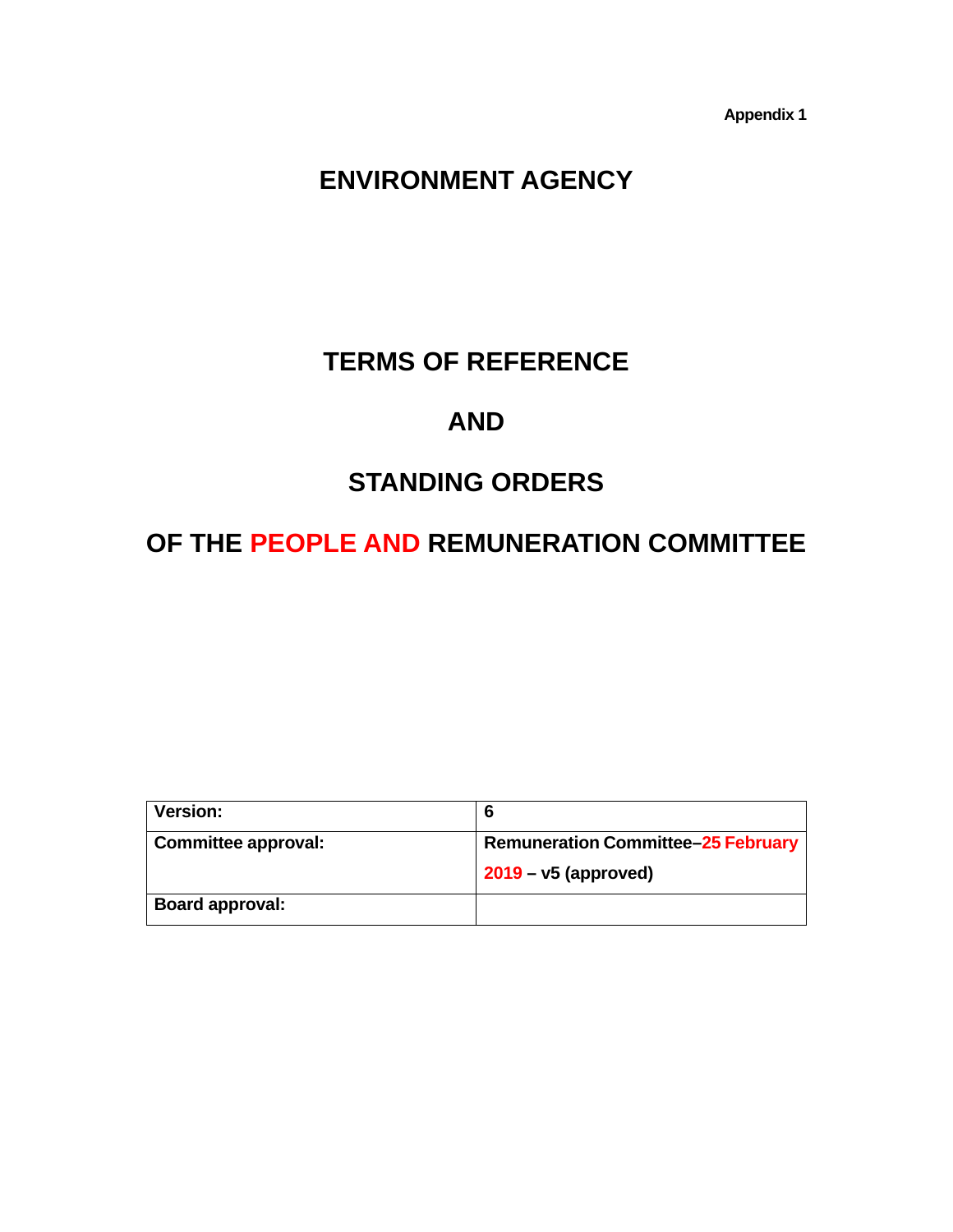**Appendix 1**

# ENVIRONMENT AGENCY

# TERMS OF REFERENCE

# AND

# STANDING ORDERS

# OF THE PEOPLE AND REMUNERATION COMMITTEE

| Version: | 6 |
|---|---|
| Committee approval: | Remuneration Committee–25 February 2019 – v5 (approved) |
| Board approval: | |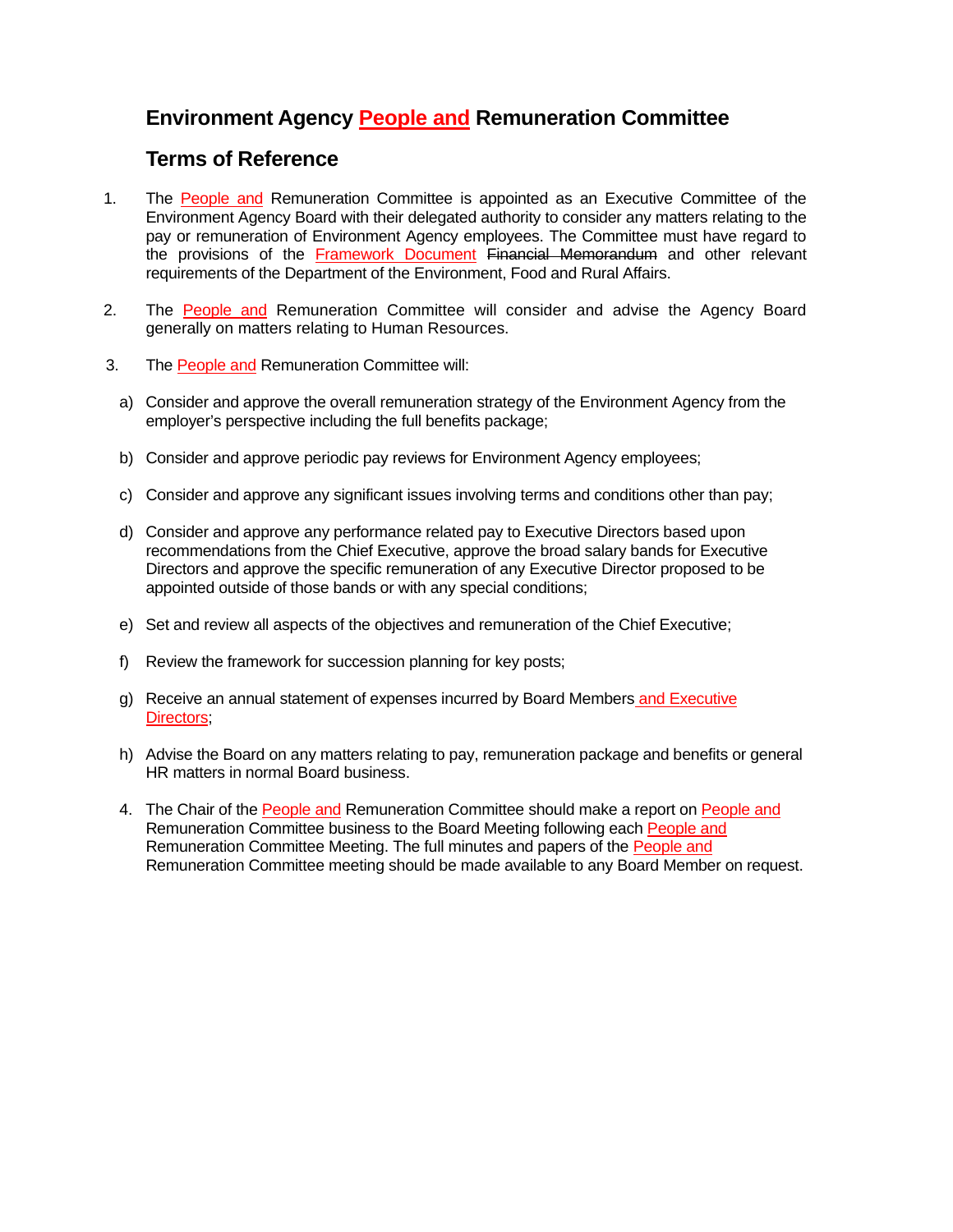# Environment Agency People and Remuneration Committee

## Terms of Reference

1. The People and Remuneration Committee is appointed as an Executive Committee of the Environment Agency Board with their delegated authority to consider any matters relating to the pay or remuneration of Environment Agency employees. The Committee must have regard to the provisions of the Framework Document ~~Financial Memorandum~~ and other relevant requirements of the Department of the Environment, Food and Rural Affairs.

2. The People and Remuneration Committee will consider and advise the Agency Board generally on matters relating to Human Resources.

3. The People and Remuneration Committee will:

   a) Consider and approve the overall remuneration strategy of the Environment Agency from the employer's perspective including the full benefits package;

   b) Consider and approve periodic pay reviews for Environment Agency employees;

   c) Consider and approve any significant issues involving terms and conditions other than pay;

   d) Consider and approve any performance related pay to Executive Directors based upon recommendations from the Chief Executive, approve the broad salary bands for Executive Directors and approve the specific remuneration of any Executive Director proposed to be appointed outside of those bands or with any special conditions;

   e) Set and review all aspects of the objectives and remuneration of the Chief Executive;

   f) Review the framework for succession planning for key posts;

   g) Receive an annual statement of expenses incurred by Board Members and Executive Directors;

   h) Advise the Board on any matters relating to pay, remuneration package and benefits or general HR matters in normal Board business.

4. The Chair of the People and Remuneration Committee should make a report on People and Remuneration Committee business to the Board Meeting following each People and Remuneration Committee Meeting. The full minutes and papers of the People and Remuneration Committee meeting should be made available to any Board Member on request.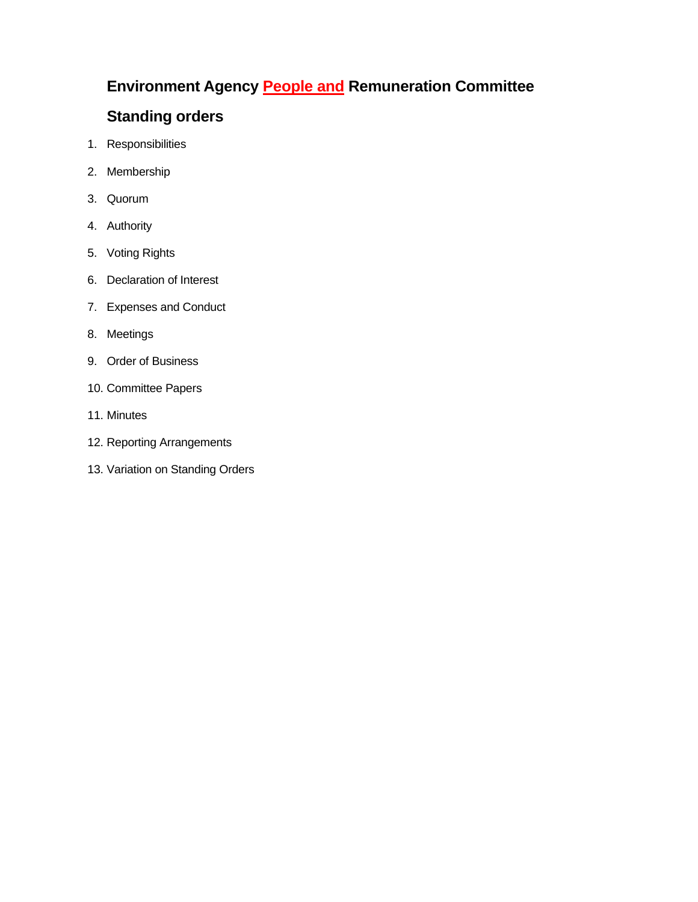## Environment Agency People and Remuneration Committee

## Standing orders

1. Responsibilities
2. Membership
3. Quorum
4. Authority
5. Voting Rights
6. Declaration of Interest
7. Expenses and Conduct
8. Meetings
9. Order of Business
10. Committee Papers
11. Minutes
12. Reporting Arrangements
13. Variation on Standing Orders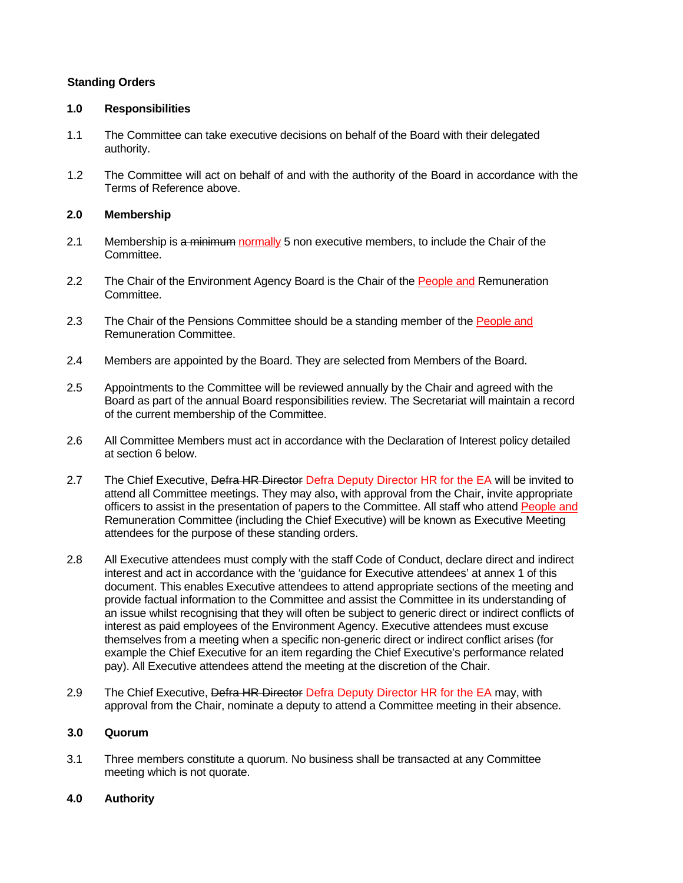**Standing Orders**

**1.0 Responsibilities**

1.1 The Committee can take executive decisions on behalf of the Board with their delegated authority.

1.2 The Committee will act on behalf of and with the authority of the Board in accordance with the Terms of Reference above.

**2.0 Membership**

2.1 Membership is ~~a minimum~~ normally 5 non executive members, to include the Chair of the Committee.

2.2 The Chair of the Environment Agency Board is the Chair of the People and Remuneration Committee.

2.3 The Chair of the Pensions Committee should be a standing member of the People and Remuneration Committee.

2.4 Members are appointed by the Board. They are selected from Members of the Board.

2.5 Appointments to the Committee will be reviewed annually by the Chair and agreed with the Board as part of the annual Board responsibilities review. The Secretariat will maintain a record of the current membership of the Committee.

2.6 All Committee Members must act in accordance with the Declaration of Interest policy detailed at section 6 below.

2.7 The Chief Executive, ~~Defra HR Director~~ Defra Deputy Director HR for the EA will be invited to attend all Committee meetings. They may also, with approval from the Chair, invite appropriate officers to assist in the presentation of papers to the Committee. All staff who attend People and Remuneration Committee (including the Chief Executive) will be known as Executive Meeting attendees for the purpose of these standing orders.

2.8 All Executive attendees must comply with the staff Code of Conduct, declare direct and indirect interest and act in accordance with the 'guidance for Executive attendees' at annex 1 of this document. This enables Executive attendees to attend appropriate sections of the meeting and provide factual information to the Committee and assist the Committee in its understanding of an issue whilst recognising that they will often be subject to generic direct or indirect conflicts of interest as paid employees of the Environment Agency. Executive attendees must excuse themselves from a meeting when a specific non-generic direct or indirect conflict arises (for example the Chief Executive for an item regarding the Chief Executive's performance related pay). All Executive attendees attend the meeting at the discretion of the Chair.

2.9 The Chief Executive, ~~Defra HR Director~~ Defra Deputy Director HR for the EA may, with approval from the Chair, nominate a deputy to attend a Committee meeting in their absence.

**3.0 Quorum**

3.1 Three members constitute a quorum. No business shall be transacted at any Committee meeting which is not quorate.

**4.0 Authority**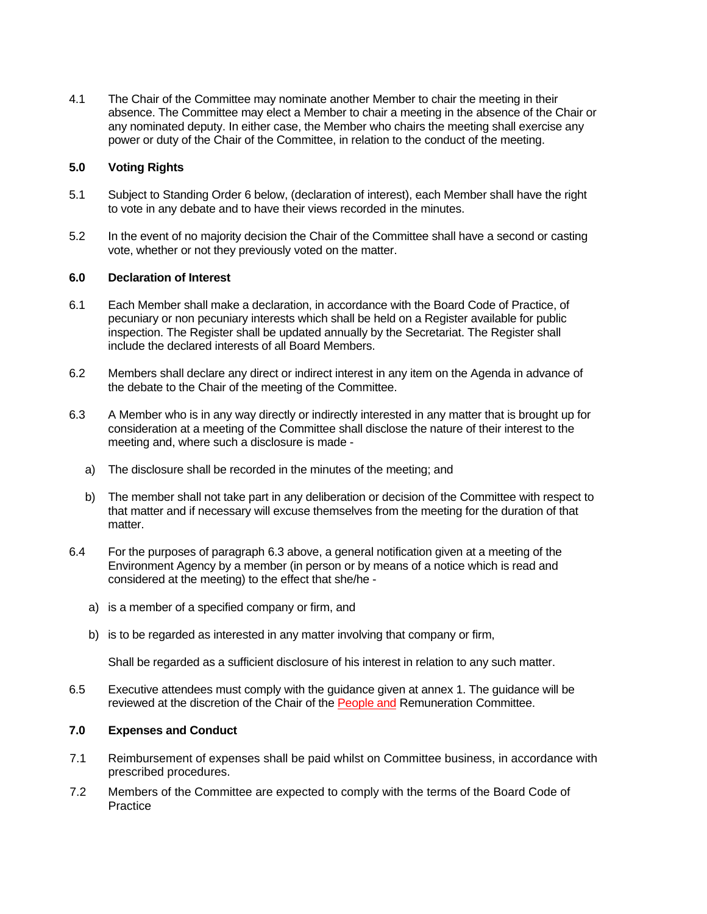4.1 The Chair of the Committee may nominate another Member to chair the meeting in their absence. The Committee may elect a Member to chair a meeting in the absence of the Chair or any nominated deputy. In either case, the Member who chairs the meeting shall exercise any power or duty of the Chair of the Committee, in relation to the conduct of the meeting.

## 5.0 Voting Rights

5.1 Subject to Standing Order 6 below, (declaration of interest), each Member shall have the right to vote in any debate and to have their views recorded in the minutes.

5.2 In the event of no majority decision the Chair of the Committee shall have a second or casting vote, whether or not they previously voted on the matter.

## 6.0 Declaration of Interest

6.1 Each Member shall make a declaration, in accordance with the Board Code of Practice, of pecuniary or non pecuniary interests which shall be held on a Register available for public inspection. The Register shall be updated annually by the Secretariat. The Register shall include the declared interests of all Board Members.

6.2 Members shall declare any direct or indirect interest in any item on the Agenda in advance of the debate to the Chair of the meeting of the Committee.

6.3 A Member who is in any way directly or indirectly interested in any matter that is brought up for consideration at a meeting of the Committee shall disclose the nature of their interest to the meeting and, where such a disclosure is made -

a) The disclosure shall be recorded in the minutes of the meeting; and

b) The member shall not take part in any deliberation or decision of the Committee with respect to that matter and if necessary will excuse themselves from the meeting for the duration of that matter.

6.4 For the purposes of paragraph 6.3 above, a general notification given at a meeting of the Environment Agency by a member (in person or by means of a notice which is read and considered at the meeting) to the effect that she/he -

a) is a member of a specified company or firm, and

b) is to be regarded as interested in any matter involving that company or firm,

Shall be regarded as a sufficient disclosure of his interest in relation to any such matter.

6.5 Executive attendees must comply with the guidance given at annex 1. The guidance will be reviewed at the discretion of the Chair of the People and Remuneration Committee.

## 7.0 Expenses and Conduct

7.1 Reimbursement of expenses shall be paid whilst on Committee business, in accordance with prescribed procedures.

7.2 Members of the Committee are expected to comply with the terms of the Board Code of Practice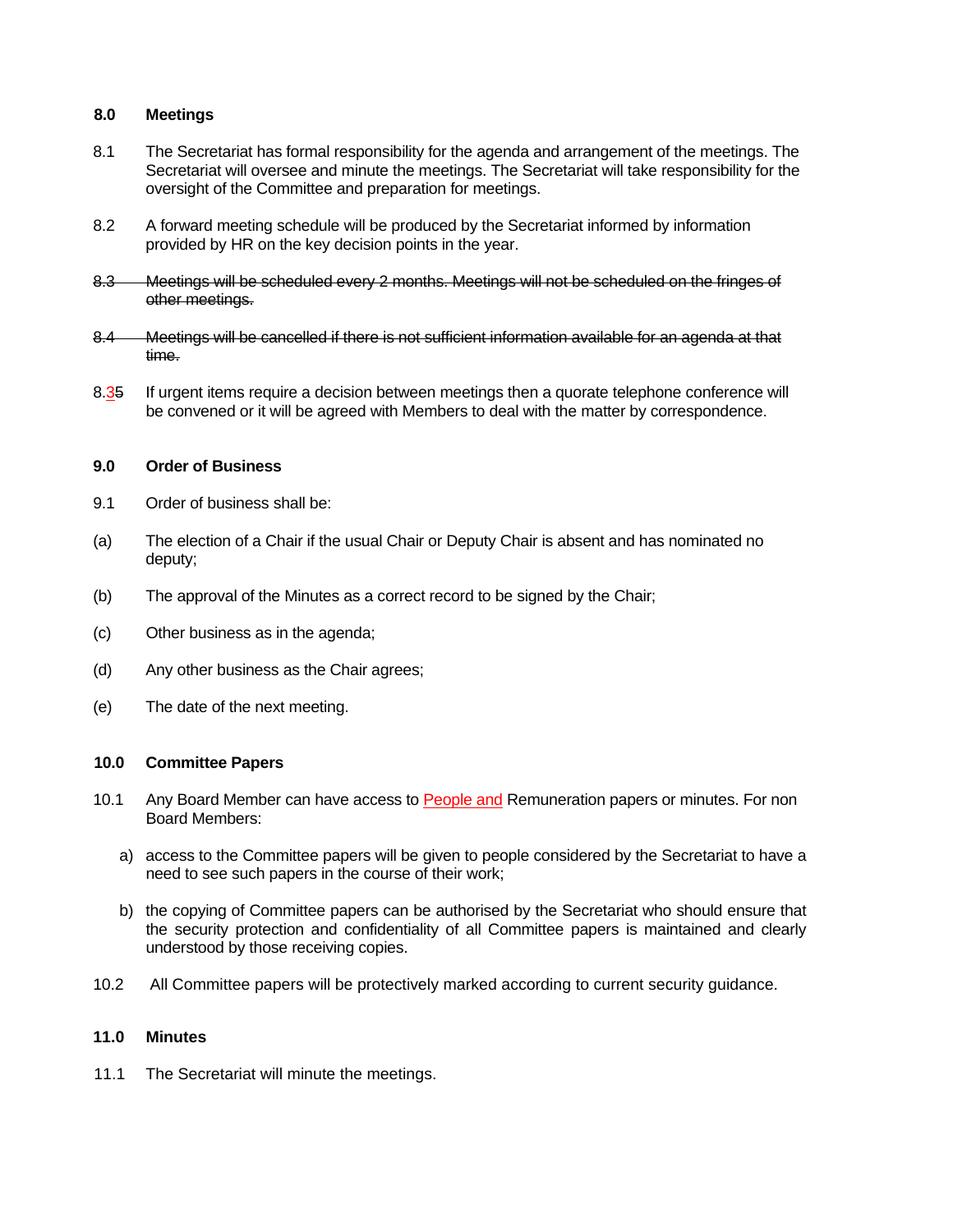**8.0 Meetings**

8.1 The Secretariat has formal responsibility for the agenda and arrangement of the meetings. The Secretariat will oversee and minute the meetings. The Secretariat will take responsibility for the oversight of the Committee and preparation for meetings.

8.2 A forward meeting schedule will be produced by the Secretariat informed by information provided by HR on the key decision points in the year.

~~8.3 Meetings will be scheduled every 2 months. Meetings will not be scheduled on the fringes of other meetings.~~

~~8.4 Meetings will be cancelled if there is not sufficient information available for an agenda at that time.~~

8.3~~5~~ If urgent items require a decision between meetings then a quorate telephone conference will be convened or it will be agreed with Members to deal with the matter by correspondence.

**9.0 Order of Business**

9.1 Order of business shall be:

(a) The election of a Chair if the usual Chair or Deputy Chair is absent and has nominated no deputy;

(b) The approval of the Minutes as a correct record to be signed by the Chair;

(c) Other business as in the agenda;

(d) Any other business as the Chair agrees;

(e) The date of the next meeting.

**10.0 Committee Papers**

10.1 Any Board Member can have access to People and Remuneration papers or minutes. For non Board Members:

a) access to the Committee papers will be given to people considered by the Secretariat to have a need to see such papers in the course of their work;

b) the copying of Committee papers can be authorised by the Secretariat who should ensure that the security protection and confidentiality of all Committee papers is maintained and clearly understood by those receiving copies.

10.2 All Committee papers will be protectively marked according to current security guidance.

**11.0 Minutes**

11.1 The Secretariat will minute the meetings.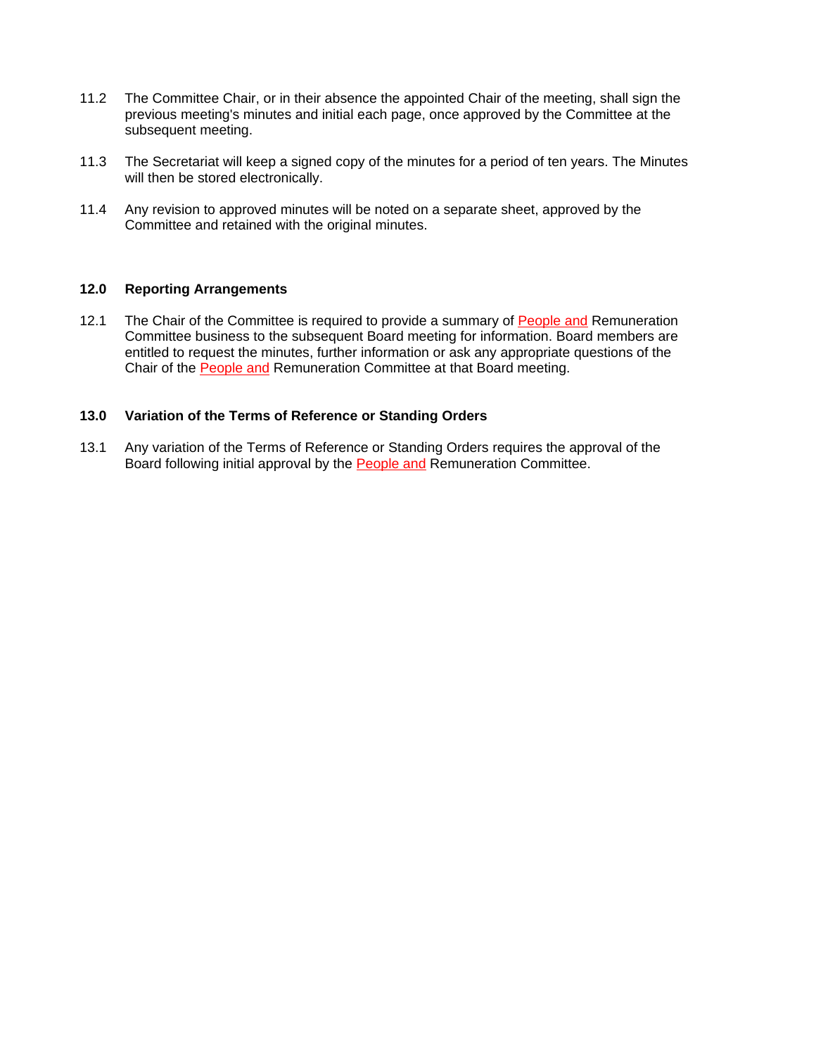11.2 The Committee Chair, or in their absence the appointed Chair of the meeting, shall sign the previous meeting's minutes and initial each page, once approved by the Committee at the subsequent meeting.

11.3 The Secretariat will keep a signed copy of the minutes for a period of ten years. The Minutes will then be stored electronically.

11.4 Any revision to approved minutes will be noted on a separate sheet, approved by the Committee and retained with the original minutes.

## 12.0 Reporting Arrangements

12.1 The Chair of the Committee is required to provide a summary of People and Remuneration Committee business to the subsequent Board meeting for information. Board members are entitled to request the minutes, further information or ask any appropriate questions of the Chair of the People and Remuneration Committee at that Board meeting.

## 13.0 Variation of the Terms of Reference or Standing Orders

13.1 Any variation of the Terms of Reference or Standing Orders requires the approval of the Board following initial approval by the People and Remuneration Committee.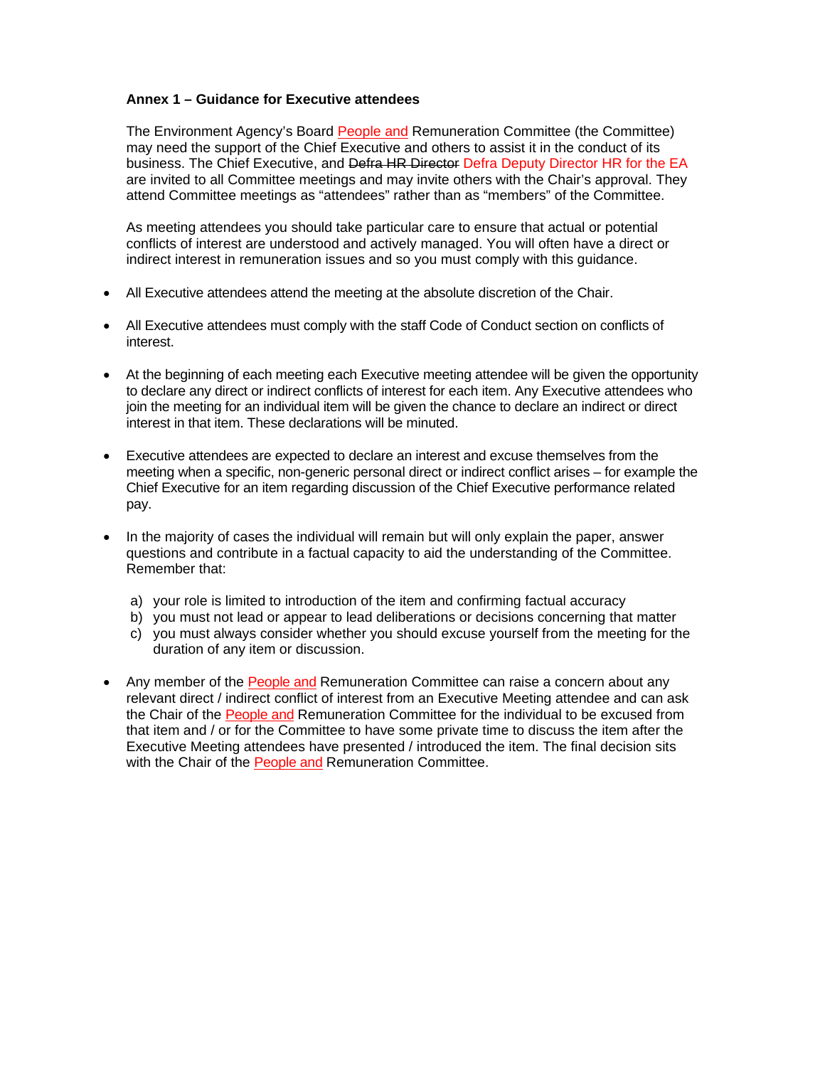**Annex 1 – Guidance for Executive attendees**

The Environment Agency's Board People and Remuneration Committee (the Committee) may need the support of the Chief Executive and others to assist it in the conduct of its business. The Chief Executive, and ~~Defra HR Director~~ Defra Deputy Director HR for the EA are invited to all Committee meetings and may invite others with the Chair's approval. They attend Committee meetings as "attendees" rather than as "members" of the Committee.

As meeting attendees you should take particular care to ensure that actual or potential conflicts of interest are understood and actively managed. You will often have a direct or indirect interest in remuneration issues and so you must comply with this guidance.

- All Executive attendees attend the meeting at the absolute discretion of the Chair.

- All Executive attendees must comply with the staff Code of Conduct section on conflicts of interest.

- At the beginning of each meeting each Executive meeting attendee will be given the opportunity to declare any direct or indirect conflicts of interest for each item. Any Executive attendees who join the meeting for an individual item will be given the chance to declare an indirect or direct interest in that item. These declarations will be minuted.

- Executive attendees are expected to declare an interest and excuse themselves from the meeting when a specific, non-generic personal direct or indirect conflict arises – for example the Chief Executive for an item regarding discussion of the Chief Executive performance related pay.

- In the majority of cases the individual will remain but will only explain the paper, answer questions and contribute in a factual capacity to aid the understanding of the Committee. Remember that:

  a) your role is limited to introduction of the item and confirming factual accuracy
  b) you must not lead or appear to lead deliberations or decisions concerning that matter
  c) you must always consider whether you should excuse yourself from the meeting for the duration of any item or discussion.

- Any member of the People and Remuneration Committee can raise a concern about any relevant direct / indirect conflict of interest from an Executive Meeting attendee and can ask the Chair of the People and Remuneration Committee for the individual to be excused from that item and / or for the Committee to have some private time to discuss the item after the Executive Meeting attendees have presented / introduced the item. The final decision sits with the Chair of the People and Remuneration Committee.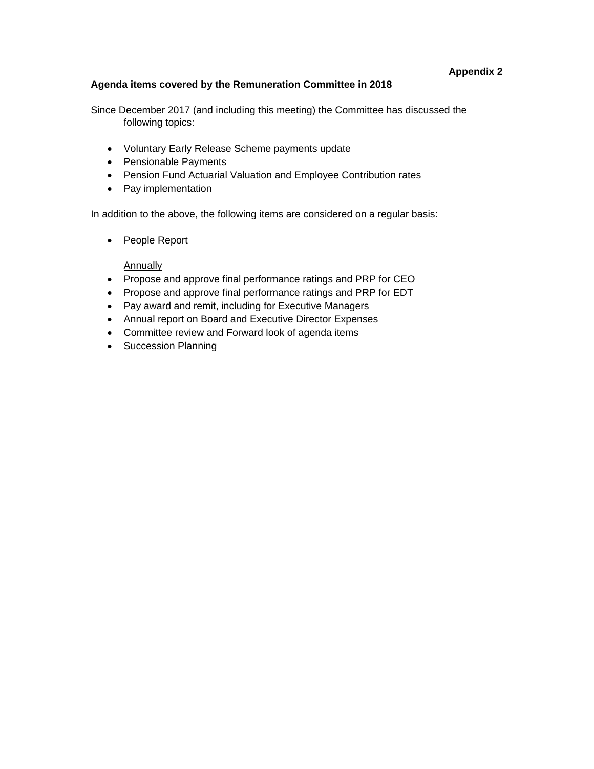**Appendix 2**

**Agenda items covered by the Remuneration Committee in 2018**

Since December 2017 (and including this meeting) the Committee has discussed the following topics:

- Voluntary Early Release Scheme payments update
- Pensionable Payments
- Pension Fund Actuarial Valuation and Employee Contribution rates
- Pay implementation

In addition to the above, the following items are considered on a regular basis:

- People Report

<u>Annually</u>

- Propose and approve final performance ratings and PRP for CEO
- Propose and approve final performance ratings and PRP for EDT
- Pay award and remit, including for Executive Managers
- Annual report on Board and Executive Director Expenses
- Committee review and Forward look of agenda items
- Succession Planning